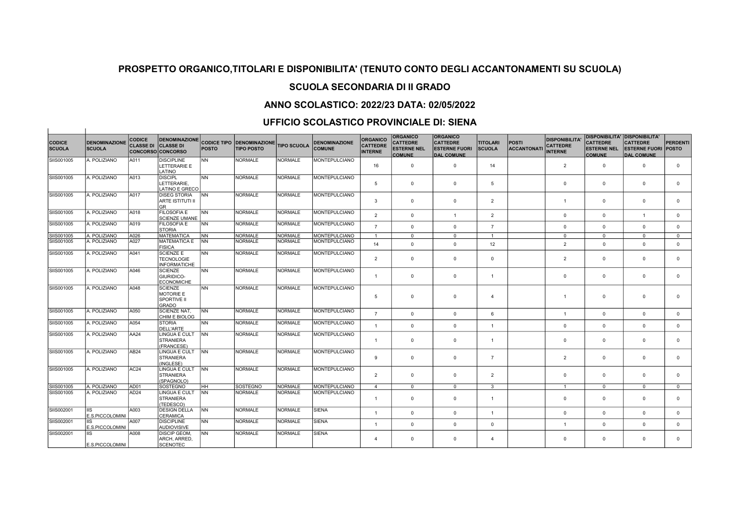# PROSPETTO ORGANICO,TITOLARI E DISPONIBILITA' (TENUTO CONTO DEGLI ACCANTONAMENTI SU SCUOLA)

## SCUOLA SECONDARIA DI II GRADO

## ANNO SCOLASTICO: 2022/23 DATA: 02/05/2022

## UFFICIO SCOLASTICO PROVINCIALE DI: SIENA

| CODICE SCUOLA | DENOMINAZIONE SCUOLA | CODICE CLASSE DI CONCORSO | DENOMINAZIONE CLASSE DI CONCORSO | CODICE TIPO POSTO | DENOMINAZIONE TIPO POSTO | TIPO SCUOLA | DENOMINAZIONE COMUNE | ORGANICO CATTEDRE INTERNE | ORGANICO CATTEDRE ESTERNE NEL COMUNE | ORGANICO CATTEDRE ESTERNE FUORI DAL COMUNE | TITOLARI SCUOLA | POSTI ACCANTONATI | DISPONIBILITA' CATTEDRE INTERNE | DISPONIBILITA' CATTEDRE ESTERNE NEL COMUNE | DISPONIBILITA' CATTEDRE ESTERNE FUORI DAL COMUNE | PERDENTI POSTO |
|---|---|---|---|---|---|---|---|---|---|---|---|---|---|---|---|---|
| SIIS001005 | A. POLIZIANO | A011 | DISCIPLINE LETTERARIE E LATINO | NN | NORMALE | NORMALE | MONTEPULCIANO | 16 | 0 | 0 | 14 | | 2 | 0 | 0 | 0 |
| SIIS001005 | A. POLIZIANO | A013 | DISCIPL LETTERARIE, LATINO E GRECO | NN | NORMALE | NORMALE | MONTEPULCIANO | 5 | 0 | 0 | 5 | | 0 | 0 | 0 | 0 |
| SIIS001005 | A. POLIZIANO | A017 | DISEG STORIA ARTE ISTITUTI II GR | NN | NORMALE | NORMALE | MONTEPULCIANO | 3 | 0 | 0 | 2 | | 1 | 0 | 0 | 0 |
| SIIS001005 | A. POLIZIANO | A018 | FILOSOFIA E SCIENZE UMANE | NN | NORMALE | NORMALE | MONTEPULCIANO | 2 | 0 | 1 | 2 | | 0 | 0 | 1 | 0 |
| SIIS001005 | A. POLIZIANO | A019 | FILOSOFIA E STORIA | NN | NORMALE | NORMALE | MONTEPULCIANO | 7 | 0 | 0 | 7 | | 0 | 0 | 0 | 0 |
| SIIS001005 | A. POLIZIANO | A026 | MATEMATICA | NN | NORMALE | NORMALE | MONTEPULCIANO | 1 | 0 | 0 | 1 | | 0 | 0 | 0 | 0 |
| SIIS001005 | A. POLIZIANO | A027 | MATEMATICA E FISICA | NN | NORMALE | NORMALE | MONTEPULCIANO | 14 | 0 | 0 | 12 | | 2 | 0 | 0 | 0 |
| SIIS001005 | A. POLIZIANO | A041 | SCIENZE E TECNOLOGIE INFORMATICHE | NN | NORMALE | NORMALE | MONTEPULCIANO | 2 | 0 | 0 | 0 | | 2 | 0 | 0 | 0 |
| SIIS001005 | A. POLIZIANO | A046 | SCIENZE GIURIDICO-ECONOMICHE | NN | NORMALE | NORMALE | MONTEPULCIANO | 1 | 0 | 0 | 1 | | 0 | 0 | 0 | 0 |
| SIIS001005 | A. POLIZIANO | A048 | SCIENZE MOTORIE E SPORTIVE II GRADO | NN | NORMALE | NORMALE | MONTEPULCIANO | 5 | 0 | 0 | 4 | | 1 | 0 | 0 | 0 |
| SIIS001005 | A. POLIZIANO | A050 | SCIENZE NAT, CHIM E BIOLOG | NN | NORMALE | NORMALE | MONTEPULCIANO | 7 | 0 | 0 | 6 | | 1 | 0 | 0 | 0 |
| SIIS001005 | A. POLIZIANO | A054 | STORIA DELL'ARTE | NN | NORMALE | NORMALE | MONTEPULCIANO | 1 | 0 | 0 | 1 | | 0 | 0 | 0 | 0 |
| SIIS001005 | A. POLIZIANO | AA24 | LINGUA E CULT STRANIERA (FRANCESE) | NN | NORMALE | NORMALE | MONTEPULCIANO | 1 | 0 | 0 | 1 | | 0 | 0 | 0 | 0 |
| SIIS001005 | A. POLIZIANO | AB24 | LINGUA E CULT STRANIERA (INGLESE) | NN | NORMALE | NORMALE | MONTEPULCIANO | 9 | 0 | 0 | 7 | | 2 | 0 | 0 | 0 |
| SIIS001005 | A. POLIZIANO | AC24 | LINGUA E CULT STRANIERA (SPAGNOLO) | NN | NORMALE | NORMALE | MONTEPULCIANO | 2 | 0 | 0 | 2 | | 0 | 0 | 0 | 0 |
| SIIS001005 | A. POLIZIANO | AD01 | SOSTEGNO | HH | SOSTEGNO | NORMALE | MONTEPULCIANO | 4 | 0 | 0 | 3 | | 1 | 0 | 0 | 0 |
| SIIS001005 | A. POLIZIANO | AD24 | LINGUA E CULT STRANIERA (TEDESCO) | NN | NORMALE | NORMALE | MONTEPULCIANO | 1 | 0 | 0 | 1 | | 0 | 0 | 0 | 0 |
| SIIS002001 | IIS E.S.PICCOLOMINI | A003 | DESIGN DELLA CERAMICA | NN | NORMALE | NORMALE | SIENA | 1 | 0 | 0 | 1 | | 0 | 0 | 0 | 0 |
| SIIS002001 | IIS E.S.PICCOLOMINI | A007 | DISCIPLINE AUDIOVISIVE | NN | NORMALE | NORMALE | SIENA | 1 | 0 | 0 | 0 | | 1 | 0 | 0 | 0 |
| SIIS002001 | IIS E.S.PICCOLOMINI | A008 | DISCIP GEOM, ARCH, ARRED, SCENOTEC | NN | NORMALE | NORMALE | SIENA | 4 | 0 | 0 | 4 | | 0 | 0 | 0 | 0 |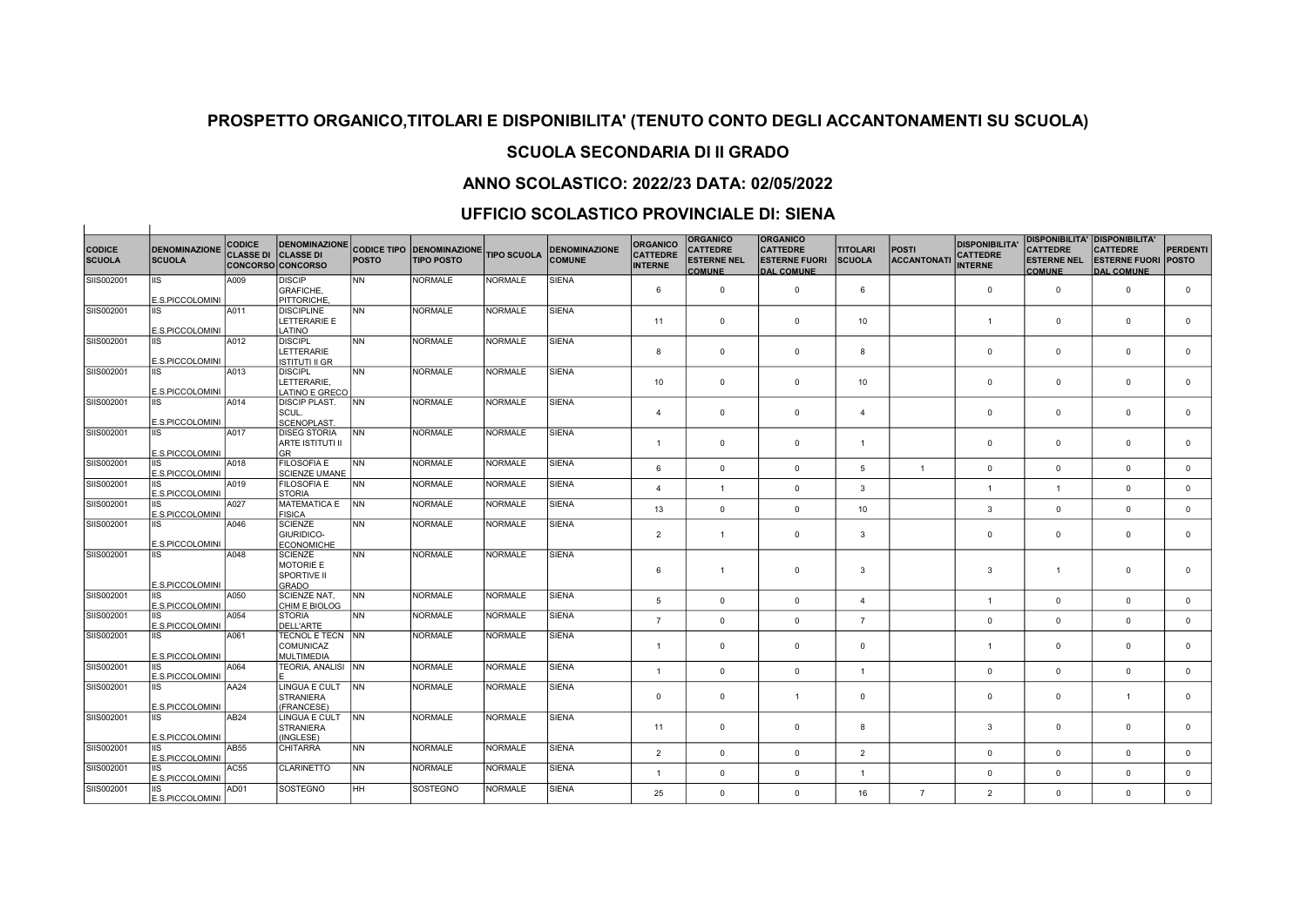## PROSPETTO ORGANICO,TITOLARI E DISPONIBILITA' (TENUTO CONTO DEGLI ACCANTONAMENTI SU SCUOLA)

## SCUOLA SECONDARIA DI II GRADO

## ANNO SCOLASTICO: 2022/23 DATA: 02/05/2022

## UFFICIO SCOLASTICO PROVINCIALE DI: SIENA

| CODICE SCUOLA | DENOMINAZIONE SCUOLA | CODICE CLASSE DI CONCORSO | DENOMINAZIONE CLASSE DI CONCORSO | CODICE TIPO POSTO | DENOMINAZIONE TIPO POSTO | TIPO SCUOLA | DENOMINAZIONE COMUNE | ORGANICO CATTEDRE INTERNE | ORGANICO CATTEDRE ESTERNE NEL COMUNE | ORGANICO CATTEDRE ESTERNE FUORI DAL COMUNE | TITOLARI SCUOLA | POSTI ACCANTONATI | DISPONIBILITA' CATTEDRE INTERNE | DISPONIBILITA' CATTEDRE ESTERNE NEL COMUNE | DISPONIBILITA' CATTEDRE ESTERNE FUORI DAL COMUNE | PERDENTI POSTO |
|---|---|---|---|---|---|---|---|---|---|---|---|---|---|---|---|---|
| SIIS002001 | IIS E.S.PICCOLOMINI | A009 | DISCIP GRAFICHE, PITTORICHE, | NN | NORMALE | NORMALE | SIENA | 6 | 0 | 0 | 6 | | 0 | 0 | 0 | 0 |
| SIIS002001 | IIS E.S.PICCOLOMINI | A011 | DISCIPLINE LETTERARIE E LATINO | NN | NORMALE | NORMALE | SIENA | 11 | 0 | 0 | 10 | | 1 | 0 | 0 | 0 |
| SIIS002001 | IIS E.S.PICCOLOMINI | A012 | DISCIPL LETTERARIE ISTITUTI II GR | NN | NORMALE | NORMALE | SIENA | 8 | 0 | 0 | 8 | | 0 | 0 | 0 | 0 |
| SIIS002001 | IIS E.S.PICCOLOMINI | A013 | DISCIPL LETTERARIE, LATINO E GRECO | NN | NORMALE | NORMALE | SIENA | 10 | 0 | 0 | 10 | | 0 | 0 | 0 | 0 |
| SIIS002001 | IIS E.S.PICCOLOMINI | A014 | DISCIP PLAST. SCUL. SCENOPLAST. | NN | NORMALE | NORMALE | SIENA | 4 | 0 | 0 | 4 | | 0 | 0 | 0 | 0 |
| SIIS002001 | IIS E.S.PICCOLOMINI | A017 | DISEG STORIA ARTE ISTITUTI II GR | NN | NORMALE | NORMALE | SIENA | 1 | 0 | 0 | 1 | | 0 | 0 | 0 | 0 |
| SIIS002001 | IIS E.S.PICCOLOMINI | A018 | FILOSOFIA E SCIENZE UMANE | NN | NORMALE | NORMALE | SIENA | 6 | 0 | 0 | 5 | 1 | 0 | 0 | 0 | 0 |
| SIIS002001 | IIS E.S.PICCOLOMINI | A019 | FILOSOFIA E STORIA | NN | NORMALE | NORMALE | SIENA | 4 | 1 | 0 | 3 | | 1 | 1 | 0 | 0 |
| SIIS002001 | IIS E.S.PICCOLOMINI | A027 | MATEMATICA E FISICA | NN | NORMALE | NORMALE | SIENA | 13 | 0 | 0 | 10 | | 3 | 0 | 0 | 0 |
| SIIS002001 | IIS E.S.PICCOLOMINI | A046 | SCIENZE GIURIDICO-ECONOMICHE | NN | NORMALE | NORMALE | SIENA | 2 | 1 | 0 | 3 | | 0 | 0 | 0 | 0 |
| SIIS002001 | IIS E.S.PICCOLOMINI | A048 | SCIENZE MOTORIE E SPORTIVE II GRADO | NN | NORMALE | NORMALE | SIENA | 6 | 1 | 0 | 3 | | 3 | 1 | 0 | 0 |
| SIIS002001 | IIS E.S.PICCOLOMINI | A050 | SCIENZE NAT, CHIM E BIOLOG | NN | NORMALE | NORMALE | SIENA | 5 | 0 | 0 | 4 | | 1 | 0 | 0 | 0 |
| SIIS002001 | IIS E.S.PICCOLOMINI | A054 | STORIA DELL'ARTE | NN | NORMALE | NORMALE | SIENA | 7 | 0 | 0 | 7 | | 0 | 0 | 0 | 0 |
| SIIS002001 | IIS E.S.PICCOLOMINI | A061 | TECNOL E TECN COMUNICAZ MULTIMEDIA | NN | NORMALE | NORMALE | SIENA | 1 | 0 | 0 | 0 | | 1 | 0 | 0 | 0 |
| SIIS002001 | IIS E.S.PICCOLOMINI | A064 | TEORIA, ANALISI E | NN | NORMALE | NORMALE | SIENA | 1 | 0 | 0 | 1 | | 0 | 0 | 0 | 0 |
| SIIS002001 | IIS E.S.PICCOLOMINI | AA24 | LINGUA E CULT STRANIERA (FRANCESE) | NN | NORMALE | NORMALE | SIENA | 0 | 0 | 1 | 0 | | 0 | 0 | 1 | 0 |
| SIIS002001 | IIS E.S.PICCOLOMINI | AB24 | LINGUA E CULT STRANIERA (INGLESE) | NN | NORMALE | NORMALE | SIENA | 11 | 0 | 0 | 8 | | 3 | 0 | 0 | 0 |
| SIIS002001 | IIS E.S.PICCOLOMINI | AB55 | CHITARRA | NN | NORMALE | NORMALE | SIENA | 2 | 0 | 0 | 2 | | 0 | 0 | 0 | 0 |
| SIIS002001 | IIS E.S.PICCOLOMINI | AC55 | CLARINETTO | NN | NORMALE | NORMALE | SIENA | 1 | 0 | 0 | 1 | | 0 | 0 | 0 | 0 |
| SIIS002001 | IIS E.S.PICCOLOMINI | AD01 | SOSTEGNO | HH | SOSTEGNO | NORMALE | SIENA | 25 | 0 | 0 | 16 | 7 | 2 | 0 | 0 | 0 |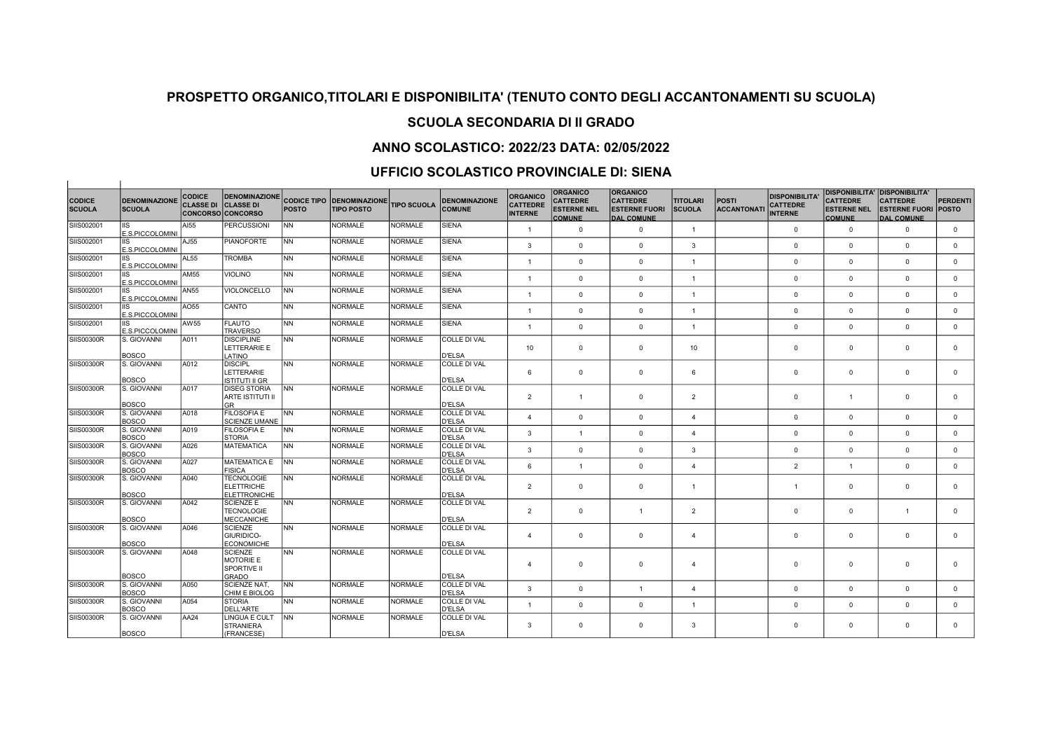## PROSPETTO ORGANICO,TITOLARI E DISPONIBILITA' (TENUTO CONTO DEGLI ACCANTONAMENTI SU SCUOLA)

## SCUOLA SECONDARIA DI II GRADO

## ANNO SCOLASTICO: 2022/23 DATA: 02/05/2022

## UFFICIO SCOLASTICO PROVINCIALE DI: SIENA

| CODICE SCUOLA | DENOMINAZIONE SCUOLA | CODICE CLASSE DI CONCORSO | DENOMINAZIONE CLASSE DI CONCORSO | CODICE TIPO POSTO | DENOMINAZIONE TIPO POSTO | TIPO SCUOLA | DENOMINAZIONE COMUNE | ORGANICO CATTEDRE INTERNE | ORGANICO CATTEDRE ESTERNE NEL COMUNE | ORGANICO CATTEDRE ESTERNE FUORI DAL COMUNE | TITOLARI SCUOLA | POSTI ACCANTONATI | DISPONIBILITA' CATTEDRE INTERNE | DISPONIBILITA' CATTEDRE ESTERNE NEL COMUNE | DISPONIBILITA' CATTEDRE ESTERNE FUORI DAL COMUNE | PERDENTI POSTO |
|---|---|---|---|---|---|---|---|---|---|---|---|---|---|---|---|---|
| SIIS002001 | IIS E.S.PICCOLOMINI | AI55 | PERCUSSIONI | NN | NORMALE | NORMALE | SIENA | 1 | 0 | 0 | 1 | | 0 | 0 | 0 | 0 |
| SIIS002001 | IIS E.S.PICCOLOMINI | AJ55 | PIANOFORTE | NN | NORMALE | NORMALE | SIENA | 3 | 0 | 0 | 3 | | 0 | 0 | 0 | 0 |
| SIIS002001 | IIS E.S.PICCOLOMINI | AL55 | TROMBA | NN | NORMALE | NORMALE | SIENA | 1 | 0 | 0 | 1 | | 0 | 0 | 0 | 0 |
| SIIS002001 | IIS E.S.PICCOLOMINI | AM55 | VIOLINO | NN | NORMALE | NORMALE | SIENA | 1 | 0 | 0 | 1 | | 0 | 0 | 0 | 0 |
| SIIS002001 | IIS E.S.PICCOLOMINI | AN55 | VIOLONCELLO | NN | NORMALE | NORMALE | SIENA | 1 | 0 | 0 | 1 | | 0 | 0 | 0 | 0 |
| SIIS002001 | IIS E.S.PICCOLOMINI | AO55 | CANTO | NN | NORMALE | NORMALE | SIENA | 1 | 0 | 0 | 1 | | 0 | 0 | 0 | 0 |
| SIIS002001 | IIS E.S.PICCOLOMINI | AW55 | FLAUTO TRAVERSO | NN | NORMALE | NORMALE | SIENA | 1 | 0 | 0 | 1 | | 0 | 0 | 0 | 0 |
| SIIS00300R | S. GIOVANNI BOSCO | A011 | DISCIPLINE LETTERARIE E LATINO | NN | NORMALE | NORMALE | COLLE DI VAL D'ELSA | 10 | 0 | 0 | 10 | | 0 | 0 | 0 | 0 |
| SIIS00300R | S. GIOVANNI BOSCO | A012 | DISCIPL LETTERARIE ISTITUTI II GR | NN | NORMALE | NORMALE | COLLE DI VAL D'ELSA | 6 | 0 | 0 | 6 | | 0 | 0 | 0 | 0 |
| SIIS00300R | S. GIOVANNI BOSCO | A017 | DISEG STORIA ARTE ISTITUTI II GR | NN | NORMALE | NORMALE | COLLE DI VAL D'ELSA | 2 | 1 | 0 | 2 | | 0 | 1 | 0 | 0 |
| SIIS00300R | S. GIOVANNI BOSCO | A018 | FILOSOFIA E SCIENZE UMANE | NN | NORMALE | NORMALE | COLLE DI VAL D'ELSA | 4 | 0 | 0 | 4 | | 0 | 0 | 0 | 0 |
| SIIS00300R | S. GIOVANNI BOSCO | A019 | FILOSOFIA E STORIA | NN | NORMALE | NORMALE | COLLE DI VAL D'ELSA | 3 | 1 | 0 | 4 | | 0 | 0 | 0 | 0 |
| SIIS00300R | S. GIOVANNI BOSCO | A026 | MATEMATICA | NN | NORMALE | NORMALE | COLLE DI VAL D'ELSA | 3 | 0 | 0 | 3 | | 0 | 0 | 0 | 0 |
| SIIS00300R | S. GIOVANNI BOSCO | A027 | MATEMATICA E FISICA | NN | NORMALE | NORMALE | COLLE DI VAL D'ELSA | 6 | 1 | 0 | 4 | | 2 | 1 | 0 | 0 |
| SIIS00300R | S. GIOVANNI BOSCO | A040 | TECNOLOGIE ELETTRICHE ELETTRONICHE | NN | NORMALE | NORMALE | COLLE DI VAL D'ELSA | 2 | 0 | 0 | 1 | | 1 | 0 | 0 | 0 |
| SIIS00300R | S. GIOVANNI BOSCO | A042 | SCIENZE E TECNOLOGIE MECCANICHE | NN | NORMALE | NORMALE | COLLE DI VAL D'ELSA | 2 | 0 | 1 | 2 | | 0 | 0 | 1 | 0 |
| SIIS00300R | S. GIOVANNI BOSCO | A046 | SCIENZE GIURIDICO-ECONOMICHE | NN | NORMALE | NORMALE | COLLE DI VAL D'ELSA | 4 | 0 | 0 | 4 | | 0 | 0 | 0 | 0 |
| SIIS00300R | S. GIOVANNI BOSCO | A048 | SCIENZE MOTORIE E SPORTIVE II GRADO | NN | NORMALE | NORMALE | COLLE DI VAL D'ELSA | 4 | 0 | 0 | 4 | | 0 | 0 | 0 | 0 |
| SIIS00300R | S. GIOVANNI BOSCO | A050 | SCIENZE NAT, CHIM E BIOLOG | NN | NORMALE | NORMALE | COLLE DI VAL D'ELSA | 3 | 0 | 1 | 4 | | 0 | 0 | 0 | 0 |
| SIIS00300R | S. GIOVANNI BOSCO | A054 | STORIA DELL'ARTE | NN | NORMALE | NORMALE | COLLE DI VAL D'ELSA | 1 | 0 | 0 | 1 | | 0 | 0 | 0 | 0 |
| SIIS00300R | S. GIOVANNI BOSCO | AA24 | LINGUA E CULT STRANIERA (FRANCESE) | NN | NORMALE | NORMALE | COLLE DI VAL D'ELSA | 3 | 0 | 0 | 3 | | 0 | 0 | 0 | 0 |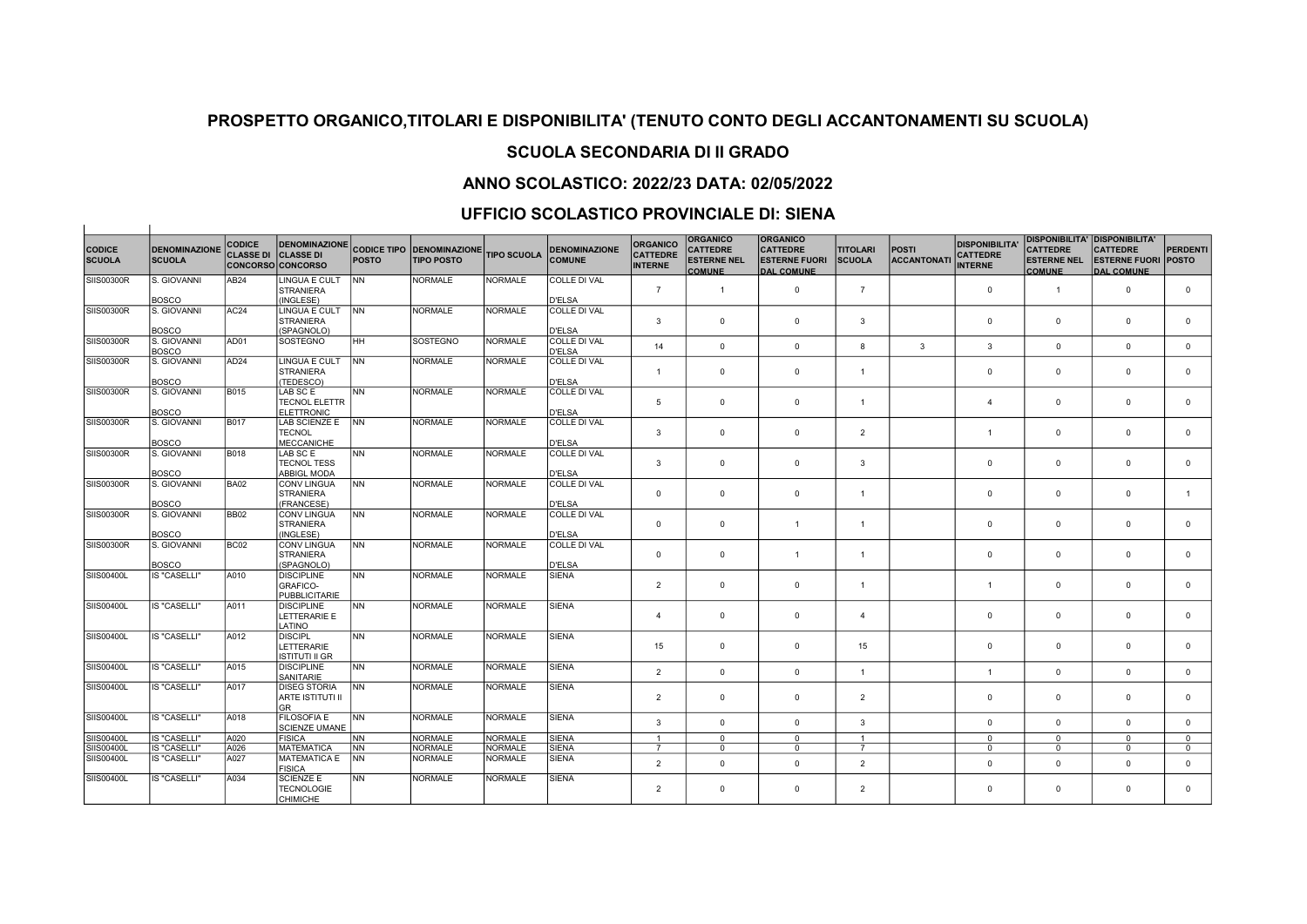## PROSPETTO ORGANICO,TITOLARI E DISPONIBILITA' (TENUTO CONTO DEGLI ACCANTONAMENTI SU SCUOLA)

## SCUOLA SECONDARIA DI II GRADO

## ANNO SCOLASTICO: 2022/23 DATA: 02/05/2022

## UFFICIO SCOLASTICO PROVINCIALE DI: SIENA

| CODICE SCUOLA | DENOMINAZIONE SCUOLA | CODICE CLASSE DI CONCORSO | DENOMINAZIONE CLASSE DI CONCORSO | CODICE TIPO POSTO | DENOMINAZIONE TIPO POSTO | TIPO SCUOLA | DENOMINAZIONE COMUNE | ORGANICO CATTEDRE INTERNE | ORGANICO CATTEDRE ESTERNE NEL COMUNE | ORGANICO CATTEDRE ESTERNE FUORI DAL COMUNE | TITOLARI SCUOLA | POSTI ACCANTONATI | DISPONIBILITA' CATTEDRE INTERNE | DISPONIBILITA' CATTEDRE ESTERNE NEL COMUNE | DISPONIBILITA' CATTEDRE ESTERNE FUORI DAL COMUNE | PERDENTI POSTO |
|---|---|---|---|---|---|---|---|---|---|---|---|---|---|---|---|---|
| SIIS00300R | S. GIOVANNI BOSCO | AB24 | LINGUA E CULT STRANIERA (INGLESE) | NN | NORMALE | NORMALE | COLLE DI VAL D'ELSA | 7 | 1 | 0 | 7 | | 0 | 1 | 0 | 0 |
| SIIS00300R | S. GIOVANNI BOSCO | AC24 | LINGUA E CULT STRANIERA (SPAGNOLO) | NN | NORMALE | NORMALE | COLLE DI VAL D'ELSA | 3 | 0 | 0 | 3 | | 0 | 0 | 0 | 0 |
| SIIS00300R | S. GIOVANNI BOSCO | AD01 | SOSTEGNO | HH | SOSTEGNO | NORMALE | COLLE DI VAL D'ELSA | 14 | 0 | 0 | 8 | 3 | 3 | 0 | 0 | 0 |
| SIIS00300R | S. GIOVANNI BOSCO | AD24 | LINGUA E CULT STRANIERA (TEDESCO) | NN | NORMALE | NORMALE | COLLE DI VAL D'ELSA | 1 | 0 | 0 | 1 | | 0 | 0 | 0 | 0 |
| SIIS00300R | S. GIOVANNI BOSCO | B015 | LAB SC E TECNOL ELETTR ELETTRONIC | NN | NORMALE | NORMALE | COLLE DI VAL D'ELSA | 5 | 0 | 0 | 1 | | 4 | 0 | 0 | 0 |
| SIIS00300R | S. GIOVANNI BOSCO | B017 | LAB SCIENZE E TECNOL MECCANICHE | NN | NORMALE | NORMALE | COLLE DI VAL D'ELSA | 3 | 0 | 0 | 2 | | 1 | 0 | 0 | 0 |
| SIIS00300R | S. GIOVANNI BOSCO | B018 | LAB SC E TECNOL TESS ABBIGL MODA | NN | NORMALE | NORMALE | COLLE DI VAL D'ELSA | 3 | 0 | 0 | 3 | | 0 | 0 | 0 | 0 |
| SIIS00300R | S. GIOVANNI BOSCO | BA02 | CONV LINGUA STRANIERA (FRANCESE) | NN | NORMALE | NORMALE | COLLE DI VAL D'ELSA | 0 | 0 | 0 | 1 | | 0 | 0 | 0 | 1 |
| SIIS00300R | S. GIOVANNI BOSCO | BB02 | CONV LINGUA STRANIERA (INGLESE) | NN | NORMALE | NORMALE | COLLE DI VAL D'ELSA | 0 | 0 | 1 | 1 | | 0 | 0 | 0 | 0 |
| SIIS00300R | S. GIOVANNI BOSCO | BC02 | CONV LINGUA STRANIERA (SPAGNOLO) | NN | NORMALE | NORMALE | COLLE DI VAL D'ELSA | 0 | 0 | 1 | 1 | | 0 | 0 | 0 | 0 |
| SIIS00400L | IS "CASELLI" | A010 | DISCIPLINE GRAFICO-PUBBLICITARIE | NN | NORMALE | NORMALE | SIENA | 2 | 0 | 0 | 1 | | 1 | 0 | 0 | 0 |
| SIIS00400L | IS "CASELLI" | A011 | DISCIPLINE LETTERARIE E LATINO | NN | NORMALE | NORMALE | SIENA | 4 | 0 | 0 | 4 | | 0 | 0 | 0 | 0 |
| SIIS00400L | IS "CASELLI" | A012 | DISCIPL LETTERARIE ISTITUTI II GR | NN | NORMALE | NORMALE | SIENA | 15 | 0 | 0 | 15 | | 0 | 0 | 0 | 0 |
| SIIS00400L | IS "CASELLI" | A015 | DISCIPLINE SANITARIE | NN | NORMALE | NORMALE | SIENA | 2 | 0 | 0 | 1 | | 1 | 0 | 0 | 0 |
| SIIS00400L | IS "CASELLI" | A017 | DISEG STORIA ARTE ISTITUTI II GR | NN | NORMALE | NORMALE | SIENA | 2 | 0 | 0 | 2 | | 0 | 0 | 0 | 0 |
| SIIS00400L | IS "CASELLI" | A018 | FILOSOFIA E SCIENZE UMANE | NN | NORMALE | NORMALE | SIENA | 3 | 0 | 0 | 3 | | 0 | 0 | 0 | 0 |
| SIIS00400L | IS "CASELLI" | A020 | FISICA | NN | NORMALE | NORMALE | SIENA | 1 | 0 | 0 | 1 | | 0 | 0 | 0 | 0 |
| SIIS00400L | IS "CASELLI" | A026 | MATEMATICA | NN | NORMALE | NORMALE | SIENA | 7 | 0 | 0 | 7 | | 0 | 0 | 0 | 0 |
| SIIS00400L | IS "CASELLI" | A027 | MATEMATICA E FISICA | NN | NORMALE | NORMALE | SIENA | 2 | 0 | 0 | 2 | | 0 | 0 | 0 | 0 |
| SIIS00400L | IS "CASELLI" | A034 | SCIENZE E TECNOLOGIE CHIMICHE | NN | NORMALE | NORMALE | SIENA | 2 | 0 | 0 | 2 | | 0 | 0 | 0 | 0 |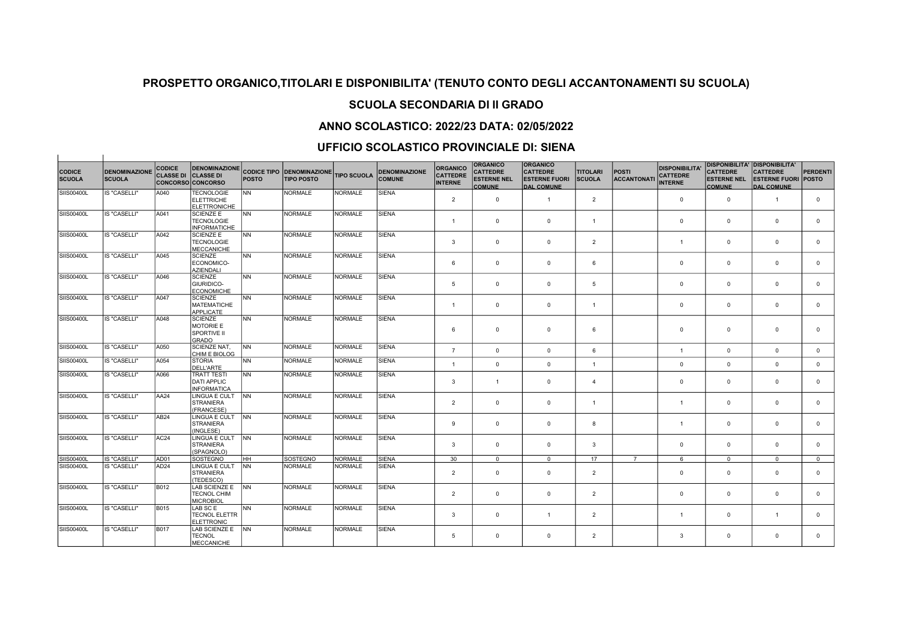## PROSPETTO ORGANICO,TITOLARI E DISPONIBILITA' (TENUTO CONTO DEGLI ACCANTONAMENTI SU SCUOLA)

## SCUOLA SECONDARIA DI II GRADO

## ANNO SCOLASTICO: 2022/23 DATA: 02/05/2022

## UFFICIO SCOLASTICO PROVINCIALE DI: SIENA

| CODICE SCUOLA | DENOMINAZIONE SCUOLA | CODICE CLASSE DI CONCORSO | DENOMINAZIONE CLASSE DI CONCORSO | CODICE TIPO POSTO | DENOMINAZIONE TIPO POSTO | TIPO SCUOLA | DENOMINAZIONE COMUNE | ORGANICO CATTEDRE INTERNE | ORGANICO CATTEDRE ESTERNE NEL COMUNE | ORGANICO CATTEDRE ESTERNE FUORI DAL COMUNE | TITOLARI SCUOLA | POSTI ACCANTONATI | DISPONIBILITA' CATTEDRE INTERNE | DISPONIBILITA' CATTEDRE ESTERNE NEL COMUNE | DISPONIBILITA' CATTEDRE ESTERNE FUORI DAL COMUNE | PERDENTI POSTO |
|---|---|---|---|---|---|---|---|---|---|---|---|---|---|---|---|---|
| SIIS00400L | IS "CASELLI" | A040 | TECNOLOGIE ELETTRICHE ELETTRONICHE | NN | NORMALE | NORMALE | SIENA | 2 | 0 | 1 | 2 | | 0 | 0 | 1 | 0 |
| SIIS00400L | IS "CASELLI" | A041 | SCIENZE E TECNOLOGIE INFORMATICHE | NN | NORMALE | NORMALE | SIENA | 1 | 0 | 0 | 1 | | 0 | 0 | 0 | 0 |
| SIIS00400L | IS "CASELLI" | A042 | SCIENZE E TECNOLOGIE MECCANICHE | NN | NORMALE | NORMALE | SIENA | 3 | 0 | 0 | 2 | | 1 | 0 | 0 | 0 |
| SIIS00400L | IS "CASELLI" | A045 | SCIENZE ECONOMICO-AZIENDALI | NN | NORMALE | NORMALE | SIENA | 6 | 0 | 0 | 6 | | 0 | 0 | 0 | 0 |
| SIIS00400L | IS "CASELLI" | A046 | SCIENZE GIURIDICO-ECONOMICHE | NN | NORMALE | NORMALE | SIENA | 5 | 0 | 0 | 5 | | 0 | 0 | 0 | 0 |
| SIIS00400L | IS "CASELLI" | A047 | SCIENZE MATEMATICHE APPLICATE | NN | NORMALE | NORMALE | SIENA | 1 | 0 | 0 | 1 | | 0 | 0 | 0 | 0 |
| SIIS00400L | IS "CASELLI" | A048 | SCIENZE MOTORIE E SPORTIVE II GRADO | NN | NORMALE | NORMALE | SIENA | 6 | 0 | 0 | 6 | | 0 | 0 | 0 | 0 |
| SIIS00400L | IS "CASELLI" | A050 | SCIENZE NAT, CHIM E BIOLOG | NN | NORMALE | NORMALE | SIENA | 7 | 0 | 0 | 6 | | 1 | 0 | 0 | 0 |
| SIIS00400L | IS "CASELLI" | A054 | STORIA DELL'ARTE | NN | NORMALE | NORMALE | SIENA | 1 | 0 | 0 | 1 | | 0 | 0 | 0 | 0 |
| SIIS00400L | IS "CASELLI" | A066 | TRATT TESTI DATI APPLIC INFORMATICA | NN | NORMALE | NORMALE | SIENA | 3 | 1 | 0 | 4 | | 0 | 0 | 0 | 0 |
| SIIS00400L | IS "CASELLI" | AA24 | LINGUA E CULT STRANIERA (FRANCESE) | NN | NORMALE | NORMALE | SIENA | 2 | 0 | 0 | 1 | | 1 | 0 | 0 | 0 |
| SIIS00400L | IS "CASELLI" | AB24 | LINGUA E CULT STRANIERA (INGLESE) | NN | NORMALE | NORMALE | SIENA | 9 | 0 | 0 | 8 | | 1 | 0 | 0 | 0 |
| SIIS00400L | IS "CASELLI" | AC24 | LINGUA E CULT STRANIERA (SPAGNOLO) | NN | NORMALE | NORMALE | SIENA | 3 | 0 | 0 | 3 | | 0 | 0 | 0 | 0 |
| SIIS00400L | IS "CASELLI" | AD01 | SOSTEGNO | HH | SOSTEGNO | NORMALE | SIENA | 30 | 0 | 0 | 17 | 7 | 6 | 0 | 0 | 0 |
| SIIS00400L | IS "CASELLI" | AD24 | LINGUA E CULT STRANIERA (TEDESCO) | NN | NORMALE | NORMALE | SIENA | 2 | 0 | 0 | 2 | | 0 | 0 | 0 | 0 |
| SIIS00400L | IS "CASELLI" | B012 | LAB SCIENZE E TECNOL CHIM MICROBIOL | NN | NORMALE | NORMALE | SIENA | 2 | 0 | 0 | 2 | | 0 | 0 | 0 | 0 |
| SIIS00400L | IS "CASELLI" | B015 | LAB SC E TECNOL ELETTR ELETTRONIC | NN | NORMALE | NORMALE | SIENA | 3 | 0 | 1 | 2 | | 1 | 0 | 1 | 0 |
| SIIS00400L | IS "CASELLI" | B017 | LAB SCIENZE E TECNOL MECCANICHE | NN | NORMALE | NORMALE | SIENA | 5 | 0 | 0 | 2 | | 3 | 0 | 0 | 0 |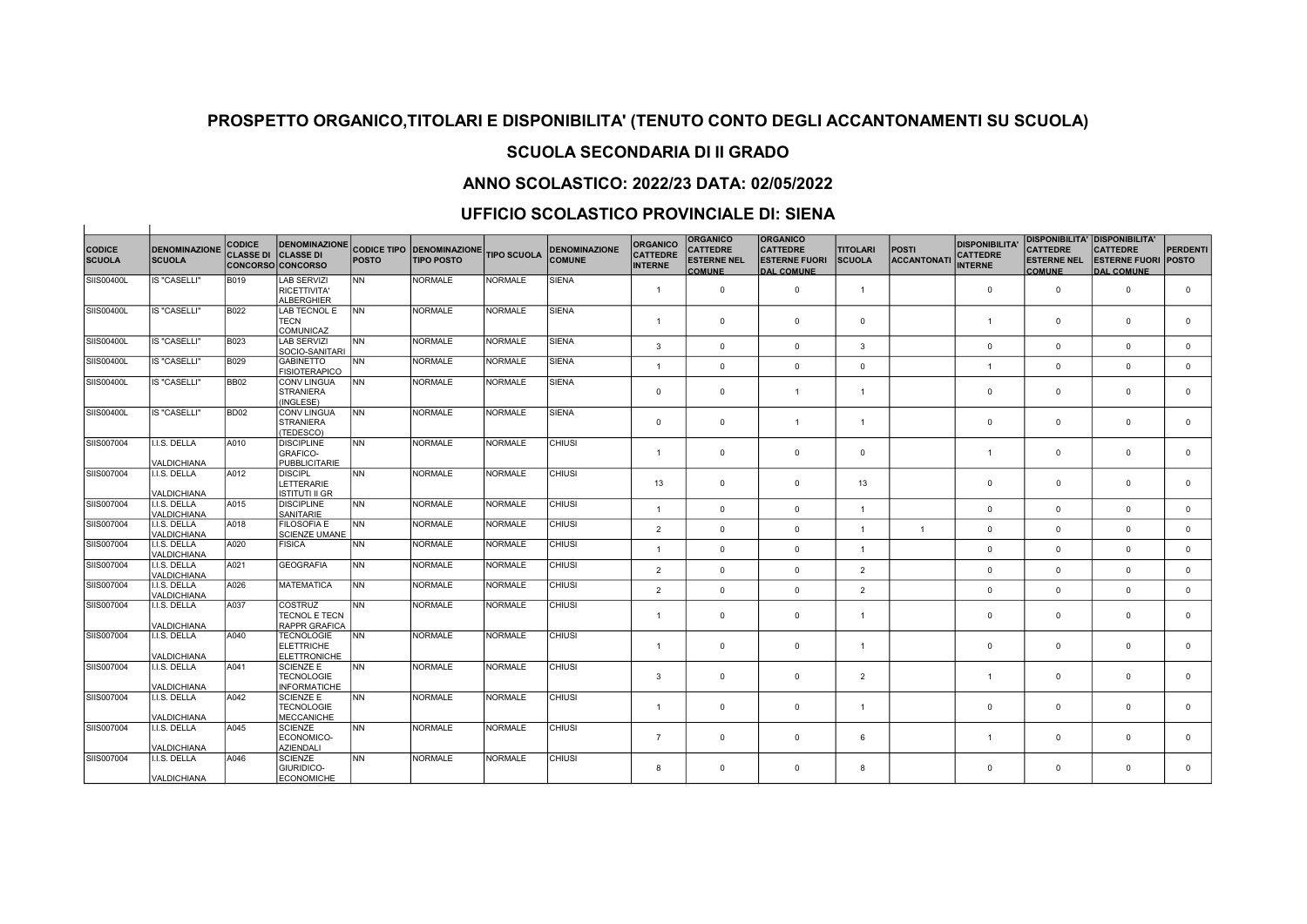## PROSPETTO ORGANICO,TITOLARI E DISPONIBILITA' (TENUTO CONTO DEGLI ACCANTONAMENTI SU SCUOLA)

## SCUOLA SECONDARIA DI II GRADO

## ANNO SCOLASTICO: 2022/23 DATA: 02/05/2022

## UFFICIO SCOLASTICO PROVINCIALE DI: SIENA

| CODICE SCUOLA | DENOMINAZIONE SCUOLA | CODICE CLASSE DI CONCORSO | DENOMINAZIONE CLASSE DI CONCORSO | CODICE TIPO POSTO | DENOMINAZIONE TIPO POSTO | TIPO SCUOLA | DENOMINAZIONE COMUNE | ORGANICO CATTEDRE INTERNE | ORGANICO CATTEDRE ESTERNE NEL COMUNE | ORGANICO CATTEDRE ESTERNE FUORI DAL COMUNE | TITOLARI SCUOLA | POSTI ACCANTONATI | DISPONIBILITA' CATTEDRE INTERNE | DISPONIBILITA' CATTEDRE ESTERNE NEL COMUNE | DISPONIBILITA' CATTEDRE ESTERNE FUORI DAL COMUNE | PERDENTI POSTO |
|---|---|---|---|---|---|---|---|---|---|---|---|---|---|---|---|---|
| SIIS00400L | IS "CASELLI" | B019 | LAB SERVIZI RICETTIVITA' ALBERGHIER | NN | NORMALE | NORMALE | SIENA | 1 | 0 | 0 | 1 | | 0 | 0 | 0 | 0 |
| SIIS00400L | IS "CASELLI" | B022 | LAB TECNOL E TECN COMUNICAZ | NN | NORMALE | NORMALE | SIENA | 1 | 0 | 0 | 0 | | 1 | 0 | 0 | 0 |
| SIIS00400L | IS "CASELLI" | B023 | LAB SERVIZI SOCIO-SANITARI | NN | NORMALE | NORMALE | SIENA | 3 | 0 | 0 | 3 | | 0 | 0 | 0 | 0 |
| SIIS00400L | IS "CASELLI" | B029 | GABINETTO FISIOTERAPICO | NN | NORMALE | NORMALE | SIENA | 1 | 0 | 0 | 0 | | 1 | 0 | 0 | 0 |
| SIIS00400L | IS "CASELLI" | BB02 | CONV LINGUA STRANIERA (INGLESE) | NN | NORMALE | NORMALE | SIENA | 0 | 0 | 1 | 1 | | 0 | 0 | 0 | 0 |
| SIIS00400L | IS "CASELLI" | BD02 | CONV LINGUA STRANIERA (TEDESCO) | NN | NORMALE | NORMALE | SIENA | 0 | 0 | 1 | 1 | | 0 | 0 | 0 | 0 |
| SIIS007004 | I.I.S. DELLA VALDICHIANA | A010 | DISCIPLINE GRAFICO-PUBBLICITARIE | NN | NORMALE | NORMALE | CHIUSI | 1 | 0 | 0 | 0 | | 1 | 0 | 0 | 0 |
| SIIS007004 | I.I.S. DELLA VALDICHIANA | A012 | DISCIPL LETTERARIE ISTITUTI II GR | NN | NORMALE | NORMALE | CHIUSI | 13 | 0 | 0 | 13 | | 0 | 0 | 0 | 0 |
| SIIS007004 | I.I.S. DELLA VALDICHIANA | A015 | DISCIPLINE SANITARIE | NN | NORMALE | NORMALE | CHIUSI | 1 | 0 | 0 | 1 | | 0 | 0 | 0 | 0 |
| SIIS007004 | I.I.S. DELLA VALDICHIANA | A018 | FILOSOFIA E SCIENZE UMANE | NN | NORMALE | NORMALE | CHIUSI | 2 | 0 | 0 | 1 | 1 | 0 | 0 | 0 | 0 |
| SIIS007004 | I.I.S. DELLA VALDICHIANA | A020 | FISICA | NN | NORMALE | NORMALE | CHIUSI | 1 | 0 | 0 | 1 | | 0 | 0 | 0 | 0 |
| SIIS007004 | I.I.S. DELLA VALDICHIANA | A021 | GEOGRAFIA | NN | NORMALE | NORMALE | CHIUSI | 2 | 0 | 0 | 2 | | 0 | 0 | 0 | 0 |
| SIIS007004 | I.I.S. DELLA VALDICHIANA | A026 | MATEMATICA | NN | NORMALE | NORMALE | CHIUSI | 2 | 0 | 0 | 2 | | 0 | 0 | 0 | 0 |
| SIIS007004 | I.I.S. DELLA VALDICHIANA | A037 | COSTRUZ TECNOL E TECN RAPPR GRAFICA | NN | NORMALE | NORMALE | CHIUSI | 1 | 0 | 0 | 1 | | 0 | 0 | 0 | 0 |
| SIIS007004 | I.I.S. DELLA VALDICHIANA | A040 | TECNOLOGIE ELETTRICHE ELETTRONICHE | NN | NORMALE | NORMALE | CHIUSI | 1 | 0 | 0 | 1 | | 0 | 0 | 0 | 0 |
| SIIS007004 | I.I.S. DELLA VALDICHIANA | A041 | SCIENZE E TECNOLOGIE INFORMATICHE | NN | NORMALE | NORMALE | CHIUSI | 3 | 0 | 0 | 2 | | 1 | 0 | 0 | 0 |
| SIIS007004 | I.I.S. DELLA VALDICHIANA | A042 | SCIENZE E TECNOLOGIE MECCANICHE | NN | NORMALE | NORMALE | CHIUSI | 1 | 0 | 0 | 1 | | 0 | 0 | 0 | 0 |
| SIIS007004 | I.I.S. DELLA VALDICHIANA | A045 | SCIENZE ECONOMICO-AZIENDALI | NN | NORMALE | NORMALE | CHIUSI | 7 | 0 | 0 | 6 | | 1 | 0 | 0 | 0 |
| SIIS007004 | I.I.S. DELLA VALDICHIANA | A046 | SCIENZE GIURIDICO-ECONOMICHE | NN | NORMALE | NORMALE | CHIUSI | 8 | 0 | 0 | 8 | | 0 | 0 | 0 | 0 |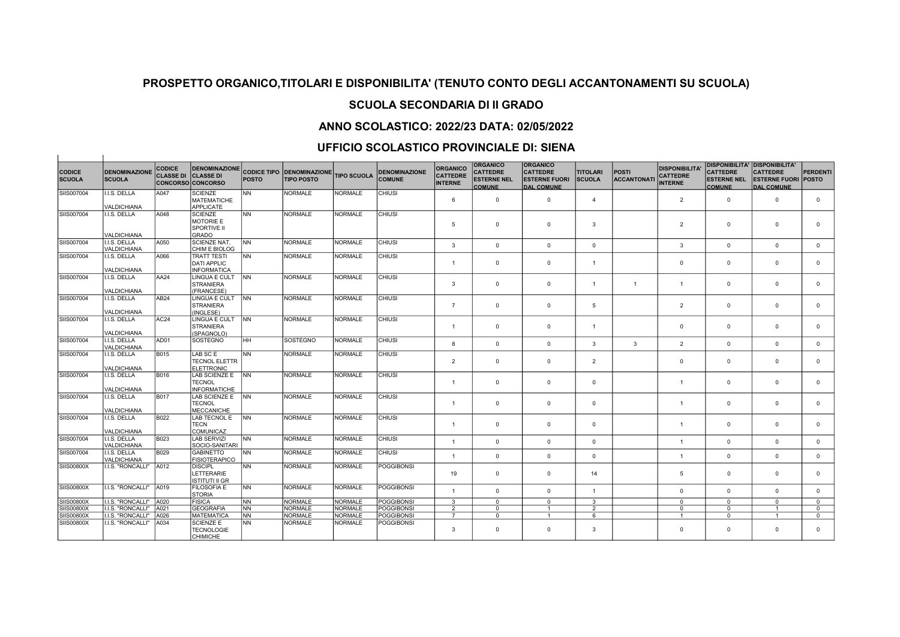## PROSPETTO ORGANICO,TITOLARI E DISPONIBILITA' (TENUTO CONTO DEGLI ACCANTONAMENTI SU SCUOLA)

## SCUOLA SECONDARIA DI II GRADO

## ANNO SCOLASTICO: 2022/23 DATA: 02/05/2022

## UFFICIO SCOLASTICO PROVINCIALE DI: SIENA

| CODICE SCUOLA | DENOMINAZIONE SCUOLA | CODICE CLASSE DI CONCORSO | DENOMINAZIONE CLASSE DI CONCORSO | CODICE TIPO POSTO | DENOMINAZIONE TIPO POSTO | TIPO SCUOLA | DENOMINAZIONE COMUNE | ORGANICO CATTEDRE INTERNE | ORGANICO CATTEDRE ESTERNE NEL COMUNE | ORGANICO CATTEDRE ESTERNE FUORI DAL COMUNE | TITOLARI SCUOLA | POSTI ACCANTONATI | DISPONIBILITA' CATTEDRE INTERNE | DISPONIBILITA' CATTEDRE ESTERNE NEL COMUNE | DISPONIBILITA' CATTEDRE ESTERNE FUORI DAL COMUNE | PERDENTI POSTO |
|---|---|---|---|---|---|---|---|---|---|---|---|---|---|---|---|---|
| SIIS007004 | I.I.S. DELLA VALDICHIANA | A047 | SCIENZE MATEMATICHE APPLICATE | NN | NORMALE | NORMALE | CHIUSI | 6 | 0 | 0 | 4 | | 2 | 0 | 0 | 0 |
| SIIS007004 | I.I.S. DELLA VALDICHIANA | A048 | SCIENZE MOTORIE E SPORTIVE II GRADO | NN | NORMALE | NORMALE | CHIUSI | 5 | 0 | 0 | 3 | | 2 | 0 | 0 | 0 |
| SIIS007004 | I.I.S. DELLA VALDICHIANA | A050 | SCIENZE NAT, CHIM E BIOLOG | NN | NORMALE | NORMALE | CHIUSI | 3 | 0 | 0 | 0 | | 3 | 0 | 0 | 0 |
| SIIS007004 | I.I.S. DELLA VALDICHIANA | A066 | TRATT TESTI DATI APPLIC INFORMATICA | NN | NORMALE | NORMALE | CHIUSI | 1 | 0 | 0 | 1 | | 0 | 0 | 0 | 0 |
| SIIS007004 | I.I.S. DELLA VALDICHIANA | AA24 | LINGUA E CULT STRANIERA (FRANCESE) | NN | NORMALE | NORMALE | CHIUSI | 3 | 0 | 0 | 1 | 1 | 1 | 0 | 0 | 0 |
| SIIS007004 | I.I.S. DELLA VALDICHIANA | AB24 | LINGUA E CULT STRANIERA (INGLESE) | NN | NORMALE | NORMALE | CHIUSI | 7 | 0 | 0 | 5 | | 2 | 0 | 0 | 0 |
| SIIS007004 | I.I.S. DELLA VALDICHIANA | AC24 | LINGUA E CULT STRANIERA (SPAGNOLO) | NN | NORMALE | NORMALE | CHIUSI | 1 | 0 | 0 | 1 | | 0 | 0 | 0 | 0 |
| SIIS007004 | I.I.S. DELLA VALDICHIANA | AD01 | SOSTEGNO | HH | SOSTEGNO | NORMALE | CHIUSI | 8 | 0 | 0 | 3 | 3 | 2 | 0 | 0 | 0 |
| SIIS007004 | I.I.S. DELLA VALDICHIANA | B015 | LAB SC E TECNOL ELETTR ELETTRONIC | NN | NORMALE | NORMALE | CHIUSI | 2 | 0 | 0 | 2 | | 0 | 0 | 0 | 0 |
| SIIS007004 | I.I.S. DELLA VALDICHIANA | B016 | LAB SCIENZE E TECNOL INFORMATICHE | NN | NORMALE | NORMALE | CHIUSI | 1 | 0 | 0 | 0 | | 1 | 0 | 0 | 0 |
| SIIS007004 | I.I.S. DELLA VALDICHIANA | B017 | LAB SCIENZE E TECNOL MECCANICHE | NN | NORMALE | NORMALE | CHIUSI | 1 | 0 | 0 | 0 | | 1 | 0 | 0 | 0 |
| SIIS007004 | I.I.S. DELLA VALDICHIANA | B022 | LAB TECNOL E TECN COMUNICAZ | NN | NORMALE | NORMALE | CHIUSI | 1 | 0 | 0 | 0 | | 1 | 0 | 0 | 0 |
| SIIS007004 | I.I.S. DELLA VALDICHIANA | B023 | LAB SERVIZI SOCIO-SANITARI | NN | NORMALE | NORMALE | CHIUSI | 1 | 0 | 0 | 0 | | 1 | 0 | 0 | 0 |
| SIIS007004 | I.I.S. DELLA VALDICHIANA | B029 | GABINETTO FISIOTERAPICO | NN | NORMALE | NORMALE | CHIUSI | 1 | 0 | 0 | 0 | | 1 | 0 | 0 | 0 |
| SIIS00800X | I.I.S. "RONCALLI" | A012 | DISCIPL LETTERARIE ISTITUTI II GR | NN | NORMALE | NORMALE | POGGIBONSI | 19 | 0 | 0 | 14 | | 5 | 0 | 0 | 0 |
| SIIS00800X | I.I.S. "RONCALLI" | A019 | FILOSOFIA E STORIA | NN | NORMALE | NORMALE | POGGIBONSI | 1 | 0 | 0 | 1 | | 0 | 0 | 0 | 0 |
| SIIS00800X | I.I.S. "RONCALLI" | A020 | FISICA | NN | NORMALE | NORMALE | POGGIBONSI | 3 | 0 | 0 | 3 | | 0 | 0 | 0 | 0 |
| SIIS00800X | I.I.S. "RONCALLI" | A021 | GEOGRAFIA | NN | NORMALE | NORMALE | POGGIBONSI | 2 | 0 | 1 | 2 | | 0 | 0 | 1 | 0 |
| SIIS00800X | I.I.S. "RONCALLI" | A026 | MATEMATICA | NN | NORMALE | NORMALE | POGGIBONSI | 7 | 0 | 1 | 6 | | 1 | 0 | 1 | 0 |
| SIIS00800X | I.I.S. "RONCALLI" | A034 | SCIENZE E TECNOLOGIE CHIMICHE | NN | NORMALE | NORMALE | POGGIBONSI | 3 | 0 | 0 | 3 | | 0 | 0 | 0 | 0 |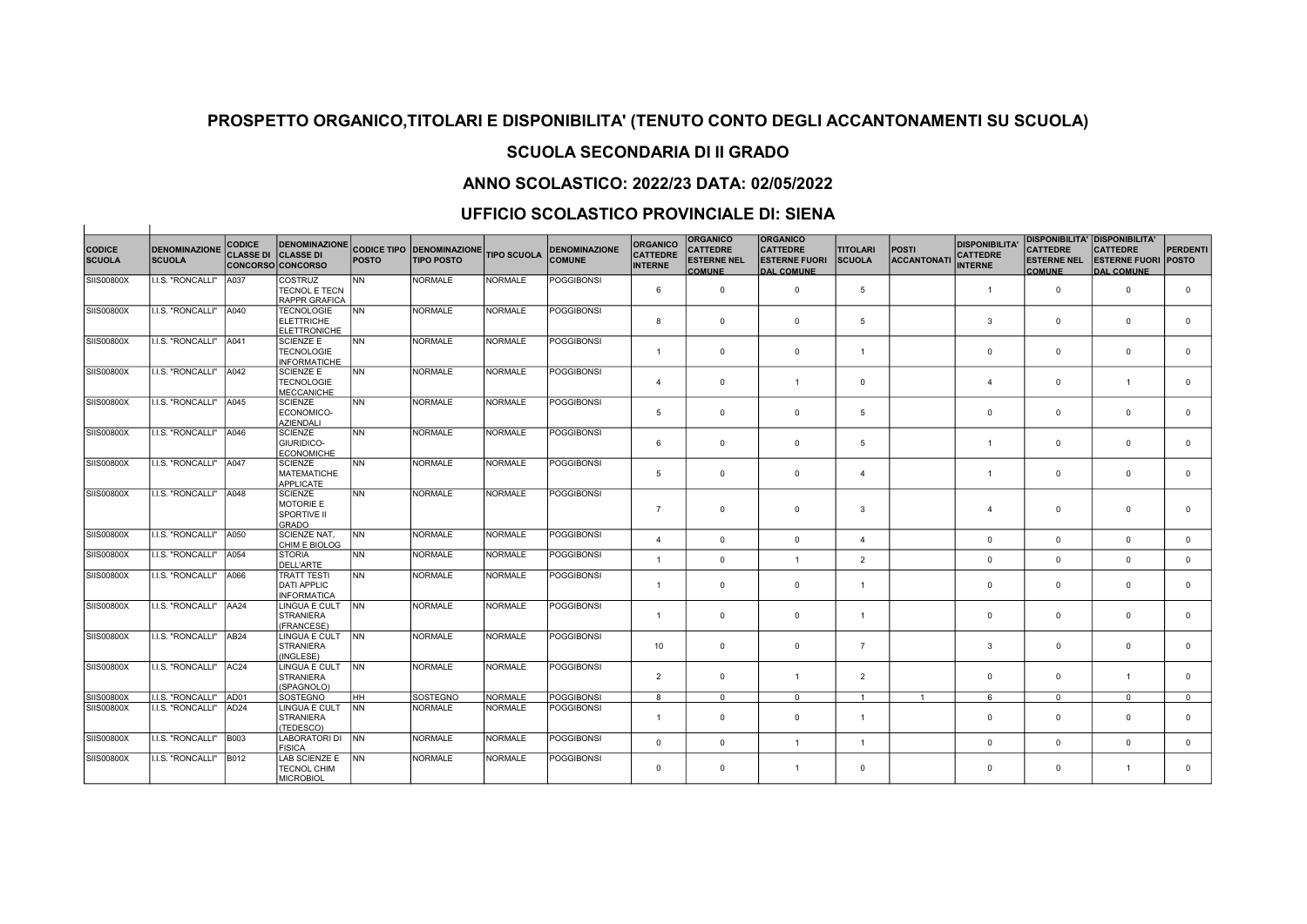## PROSPETTO ORGANICO,TITOLARI E DISPONIBILITA' (TENUTO CONTO DEGLI ACCANTONAMENTI SU SCUOLA)

## SCUOLA SECONDARIA DI II GRADO

## ANNO SCOLASTICO: 2022/23 DATA: 02/05/2022

## UFFICIO SCOLASTICO PROVINCIALE DI: SIENA

| CODICE SCUOLA | DENOMINAZIONE SCUOLA | CODICE CLASSE DI CONCORSO | DENOMINAZIONE CLASSE DI CONCORSO | CODICE TIPO POSTO | DENOMINAZIONE TIPO POSTO | TIPO SCUOLA | DENOMINAZIONE COMUNE | ORGANICO CATTEDRE INTERNE | ORGANICO CATTEDRE ESTERNE NEL COMUNE | ORGANICO CATTEDRE ESTERNE FUORI DAL COMUNE | TITOLARI SCUOLA | POSTI ACCANTONATI | DISPONIBILITA' CATTEDRE INTERNE | DISPONIBILITA' CATTEDRE ESTERNE NEL COMUNE | DISPONIBILITA' CATTEDRE ESTERNE FUORI DAL COMUNE | PERDENTI POSTO |
|---|---|---|---|---|---|---|---|---|---|---|---|---|---|---|---|---|
| SIIS00800X | I.I.S. "RONCALLI" | A037 | COSTRUZ TECNOL E TECN RAPPR GRAFICA | NN | NORMALE | NORMALE | POGGIBONSI | 6 | 0 | 0 | 5 | | 1 | 0 | 0 | 0 |
| SIIS00800X | I.I.S. "RONCALLI" | A040 | TECNOLOGIE ELETTRICHE ELETTRONICHE | NN | NORMALE | NORMALE | POGGIBONSI | 8 | 0 | 0 | 5 | | 3 | 0 | 0 | 0 |
| SIIS00800X | I.I.S. "RONCALLI" | A041 | SCIENZE E TECNOLOGIE INFORMATICHE | NN | NORMALE | NORMALE | POGGIBONSI | 1 | 0 | 0 | 1 | | 0 | 0 | 0 | 0 |
| SIIS00800X | I.I.S. "RONCALLI" | A042 | SCIENZE E TECNOLOGIE MECCANICHE | NN | NORMALE | NORMALE | POGGIBONSI | 4 | 0 | 1 | 0 | | 4 | 0 | 1 | 0 |
| SIIS00800X | I.I.S. "RONCALLI" | A045 | SCIENZE ECONOMICO-AZIENDALI | NN | NORMALE | NORMALE | POGGIBONSI | 5 | 0 | 0 | 5 | | 0 | 0 | 0 | 0 |
| SIIS00800X | I.I.S. "RONCALLI" | A046 | SCIENZE GIURIDICO-ECONOMICHE | NN | NORMALE | NORMALE | POGGIBONSI | 6 | 0 | 0 | 5 | | 1 | 0 | 0 | 0 |
| SIIS00800X | I.I.S. "RONCALLI" | A047 | SCIENZE MATEMATICHE APPLICATE | NN | NORMALE | NORMALE | POGGIBONSI | 5 | 0 | 0 | 4 | | 1 | 0 | 0 | 0 |
| SIIS00800X | I.I.S. "RONCALLI" | A048 | SCIENZE MOTORIE E SPORTIVE II GRADO | NN | NORMALE | NORMALE | POGGIBONSI | 7 | 0 | 0 | 3 | | 4 | 0 | 0 | 0 |
| SIIS00800X | I.I.S. "RONCALLI" | A050 | SCIENZE NAT, CHIM E BIOLOG | NN | NORMALE | NORMALE | POGGIBONSI | 4 | 0 | 0 | 4 | | 0 | 0 | 0 | 0 |
| SIIS00800X | I.I.S. "RONCALLI" | A054 | STORIA DELL'ARTE | NN | NORMALE | NORMALE | POGGIBONSI | 1 | 0 | 1 | 2 | | 0 | 0 | 0 | 0 |
| SIIS00800X | I.I.S. "RONCALLI" | A066 | TRATT TESTI DATI APPLIC INFORMATICA | NN | NORMALE | NORMALE | POGGIBONSI | 1 | 0 | 0 | 1 | | 0 | 0 | 0 | 0 |
| SIIS00800X | I.I.S. "RONCALLI" | AA24 | LINGUA E CULT STRANIERA (FRANCESE) | NN | NORMALE | NORMALE | POGGIBONSI | 1 | 0 | 0 | 1 | | 0 | 0 | 0 | 0 |
| SIIS00800X | I.I.S. "RONCALLI" | AB24 | LINGUA E CULT STRANIERA (INGLESE) | NN | NORMALE | NORMALE | POGGIBONSI | 10 | 0 | 0 | 7 | | 3 | 0 | 0 | 0 |
| SIIS00800X | I.I.S. "RONCALLI" | AC24 | LINGUA E CULT STRANIERA (SPAGNOLO) | NN | NORMALE | NORMALE | POGGIBONSI | 2 | 0 | 1 | 2 | | 0 | 0 | 1 | 0 |
| SIIS00800X | I.I.S. "RONCALLI" | AD01 | SOSTEGNO | HH | SOSTEGNO | NORMALE | POGGIBONSI | 8 | 0 | 0 | 1 | 1 | 6 | 0 | 0 | 0 |
| SIIS00800X | I.I.S. "RONCALLI" | AD24 | LINGUA E CULT STRANIERA (TEDESCO) | NN | NORMALE | NORMALE | POGGIBONSI | 1 | 0 | 0 | 1 | | 0 | 0 | 0 | 0 |
| SIIS00800X | I.I.S. "RONCALLI" | B003 | LABORATORI DI FISICA | NN | NORMALE | NORMALE | POGGIBONSI | 0 | 0 | 1 | 1 | | 0 | 0 | 0 | 0 |
| SIIS00800X | I.I.S. "RONCALLI" | B012 | LAB SCIENZE E TECNOL CHIM MICROBIOL | NN | NORMALE | NORMALE | POGGIBONSI | 0 | 0 | 1 | 0 | | 0 | 0 | 1 | 0 |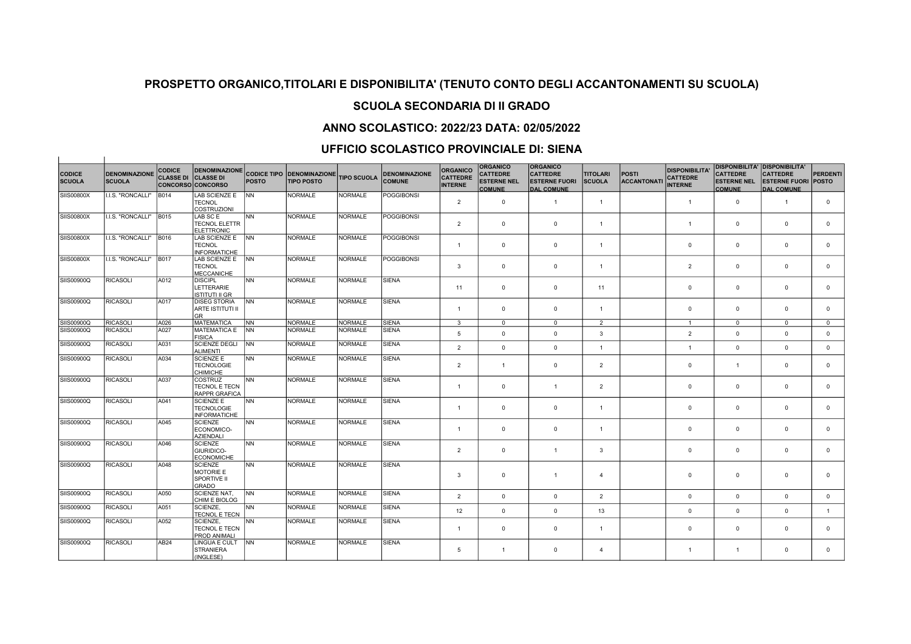## PROSPETTO ORGANICO,TITOLARI E DISPONIBILITA' (TENUTO CONTO DEGLI ACCANTONAMENTI SU SCUOLA)

## SCUOLA SECONDARIA DI II GRADO

## ANNO SCOLASTICO: 2022/23 DATA: 02/05/2022

## UFFICIO SCOLASTICO PROVINCIALE DI: SIENA

| CODICE SCUOLA | DENOMINAZIONE SCUOLA | CODICE CLASSE DI CONCORSO | DENOMINAZIONE CLASSE DI CONCORSO | CODICE TIPO POSTO | DENOMINAZIONE TIPO POSTO | TIPO SCUOLA | DENOMINAZIONE COMUNE | ORGANICO CATTEDRE INTERNE | ORGANICO CATTEDRE ESTERNE NEL COMUNE | ORGANICO CATTEDRE ESTERNE FUORI DAL COMUNE | TITOLARI SCUOLA | POSTI ACCANTONATI | DISPONIBILITA' CATTEDRE INTERNE | DISPONIBILITA' CATTEDRE ESTERNE NEL COMUNE | DISPONIBILITA' CATTEDRE ESTERNE FUORI DAL COMUNE | PERDENTI POSTO |
|---|---|---|---|---|---|---|---|---|---|---|---|---|---|---|---|---|
| SIIS00800X | I.I.S. "RONCALLI" | B014 | LAB SCIENZE E TECNOL COSTRUZIONI | NN | NORMALE | NORMALE | POGGIBONSI | 2 | 0 | 1 | 1 | | 1 | 0 | 1 | 0 |
| SIIS00800X | I.I.S. "RONCALLI" | B015 | LAB SC E TECNOL ELETTR ELETTRONIC | NN | NORMALE | NORMALE | POGGIBONSI | 2 | 0 | 0 | 1 | | 1 | 0 | 0 | 0 |
| SIIS00800X | I.I.S. "RONCALLI" | B016 | LAB SCIENZE E TECNOL INFORMATICHE | NN | NORMALE | NORMALE | POGGIBONSI | 1 | 0 | 0 | 1 | | 0 | 0 | 0 | 0 |
| SIIS00800X | I.I.S. "RONCALLI" | B017 | LAB SCIENZE E TECNOL MECCANICHE | NN | NORMALE | NORMALE | POGGIBONSI | 3 | 0 | 0 | 1 | | 2 | 0 | 0 | 0 |
| SIIS00900Q | RICASOLI | A012 | DISCIPL LETTERARIE ISTITUTI II GR | NN | NORMALE | NORMALE | SIENA | 11 | 0 | 0 | 11 | | 0 | 0 | 0 | 0 |
| SIIS00900Q | RICASOLI | A017 | DISEG STORIA ARTE ISTITUTI II GR | NN | NORMALE | NORMALE | SIENA | 1 | 0 | 0 | 1 | | 0 | 0 | 0 | 0 |
| SIIS00900Q | RICASOLI | A026 | MATEMATICA | NN | NORMALE | NORMALE | SIENA | 3 | 0 | 0 | 2 | | 1 | 0 | 0 | 0 |
| SIIS00900Q | RICASOLI | A027 | MATEMATICA E FISICA | NN | NORMALE | NORMALE | SIENA | 5 | 0 | 0 | 3 | | 2 | 0 | 0 | 0 |
| SIIS00900Q | RICASOLI | A031 | SCIENZE DEGLI ALIMENTI | NN | NORMALE | NORMALE | SIENA | 2 | 0 | 0 | 1 | | 1 | 0 | 0 | 0 |
| SIIS00900Q | RICASOLI | A034 | SCIENZE E TECNOLOGIE CHIMICHE | NN | NORMALE | NORMALE | SIENA | 2 | 1 | 0 | 2 | | 0 | 1 | 0 | 0 |
| SIIS00900Q | RICASOLI | A037 | COSTRUZ TECNOL E TECN RAPPR GRAFICA | NN | NORMALE | NORMALE | SIENA | 1 | 0 | 1 | 2 | | 0 | 0 | 0 | 0 |
| SIIS00900Q | RICASOLI | A041 | SCIENZE E TECNOLOGIE INFORMATICHE | NN | NORMALE | NORMALE | SIENA | 1 | 0 | 0 | 1 | | 0 | 0 | 0 | 0 |
| SIIS00900Q | RICASOLI | A045 | SCIENZE ECONOMICO-AZIENDALI | NN | NORMALE | NORMALE | SIENA | 1 | 0 | 0 | 1 | | 0 | 0 | 0 | 0 |
| SIIS00900Q | RICASOLI | A046 | SCIENZE GIURIDICO-ECONOMICHE | NN | NORMALE | NORMALE | SIENA | 2 | 0 | 1 | 3 | | 0 | 0 | 0 | 0 |
| SIIS00900Q | RICASOLI | A048 | SCIENZE MOTORIE E SPORTIVE II GRADO | NN | NORMALE | NORMALE | SIENA | 3 | 0 | 1 | 4 | | 0 | 0 | 0 | 0 |
| SIIS00900Q | RICASOLI | A050 | SCIENZE NAT, CHIM E BIOLOG | NN | NORMALE | NORMALE | SIENA | 2 | 0 | 0 | 2 | | 0 | 0 | 0 | 0 |
| SIIS00900Q | RICASOLI | A051 | SCIENZE, TECNOL E TECN AGR | NN | NORMALE | NORMALE | SIENA | 12 | 0 | 0 | 13 | | 0 | 0 | 0 | 1 |
| SIIS00900Q | RICASOLI | A052 | SCIENZE, TECNOL E TECN PROD ANIMALI | NN | NORMALE | NORMALE | SIENA | 1 | 0 | 0 | 1 | | 0 | 0 | 0 | 0 |
| SIIS00900Q | RICASOLI | AB24 | LINGUA E CULT STRANIERA (INGLESE) | NN | NORMALE | NORMALE | SIENA | 5 | 1 | 0 | 4 | | 1 | 1 | 0 | 0 |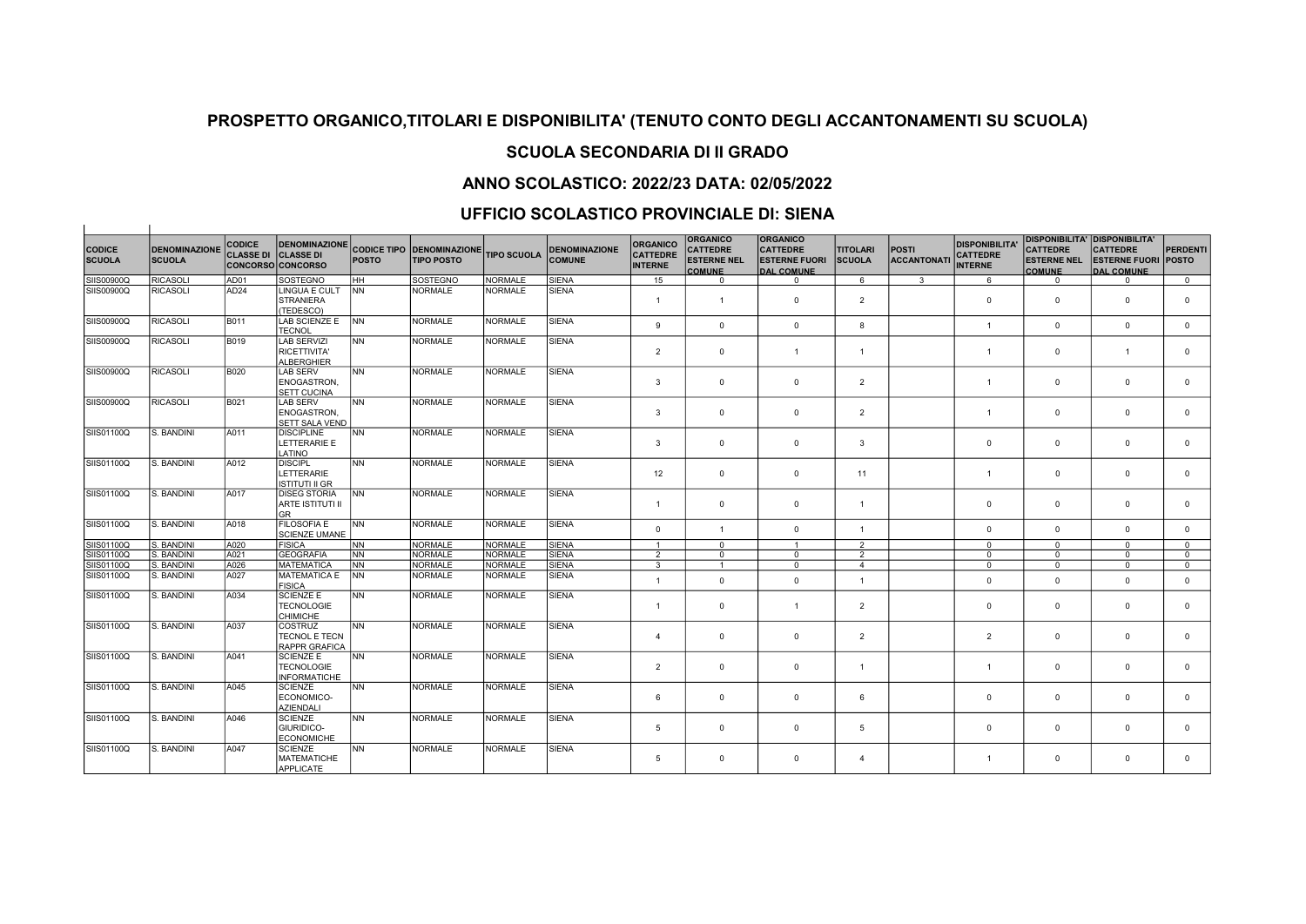# PROSPETTO ORGANICO,TITOLARI E DISPONIBILITA' (TENUTO CONTO DEGLI ACCANTONAMENTI SU SCUOLA)

## SCUOLA SECONDARIA DI II GRADO

## ANNO SCOLASTICO: 2022/23 DATA: 02/05/2022

## UFFICIO SCOLASTICO PROVINCIALE DI: SIENA

| CODICE SCUOLA | DENOMINAZIONE SCUOLA | CODICE CLASSE DI CONCORSO | DENOMINAZIONE CLASSE DI CONCORSO | CODICE TIPO POSTO | DENOMINAZIONE TIPO POSTO | TIPO SCUOLA | DENOMINAZIONE COMUNE | ORGANICO CATTEDRE INTERNE | ORGANICO CATTEDRE ESTERNE NEL COMUNE | ORGANICO CATTEDRE ESTERNE FUORI DAL COMUNE | TITOLARI SCUOLA | POSTI ACCANTONATI | DISPONIBILITA' CATTEDRE INTERNE | DISPONIBILITA' CATTEDRE ESTERNE NEL COMUNE | DISPONIBILITA' CATTEDRE ESTERNE FUORI DAL COMUNE | PERDENTI POSTO |
|---|---|---|---|---|---|---|---|---|---|---|---|---|---|---|---|---|
| SIIS00900Q | RICASOLI | AD01 | SOSTEGNO | HH | SOSTEGNO | NORMALE | SIENA | 15 | 0 | 0 | 6 | 3 | 6 | 0 | 0 | 0 |
| SIIS00900Q | RICASOLI | AD24 | LINGUA E CULT STRANIERA (TEDESCO) | NN | NORMALE | NORMALE | SIENA | 1 | 1 | 0 | 2 | | 0 | 0 | 0 | 0 |
| SIIS00900Q | RICASOLI | B011 | LAB SCIENZE E TECNOL | NN | NORMALE | NORMALE | SIENA | 9 | 0 | 0 | 8 | | 1 | 0 | 0 | 0 |
| SIIS00900Q | RICASOLI | B019 | LAB SERVIZI RICETTIVITA' ALBERGHIER | NN | NORMALE | NORMALE | SIENA | 2 | 0 | 1 | 1 | | 1 | 0 | 1 | 0 |
| SIIS00900Q | RICASOLI | B020 | LAB SERV ENOGASTRON, SETT CUCINA | NN | NORMALE | NORMALE | SIENA | 3 | 0 | 0 | 2 | | 1 | 0 | 0 | 0 |
| SIIS00900Q | RICASOLI | B021 | LAB SERV ENOGASTRON, SETT SALA VEND | NN | NORMALE | NORMALE | SIENA | 3 | 0 | 0 | 2 | | 1 | 0 | 0 | 0 |
| SIIS01100Q | S. BANDINI | A011 | DISCIPLINE LETTERARIE E LATINO | NN | NORMALE | NORMALE | SIENA | 3 | 0 | 0 | 3 | | 0 | 0 | 0 | 0 |
| SIIS01100Q | S. BANDINI | A012 | DISCIPL LETTERARIE ISTITUTI II GR | NN | NORMALE | NORMALE | SIENA | 12 | 0 | 0 | 11 | | 1 | 0 | 0 | 0 |
| SIIS01100Q | S. BANDINI | A017 | DISEG STORIA ARTE ISTITUTI II GR | NN | NORMALE | NORMALE | SIENA | 1 | 0 | 0 | 1 | | 0 | 0 | 0 | 0 |
| SIIS01100Q | S. BANDINI | A018 | FILOSOFIA E SCIENZE UMANE | NN | NORMALE | NORMALE | SIENA | 0 | 1 | 0 | 1 | | 0 | 0 | 0 | 0 |
| SIIS01100Q | S. BANDINI | A020 | FISICA | NN | NORMALE | NORMALE | SIENA | 1 | 0 | 1 | 2 | | 0 | 0 | 0 | 0 |
| SIIS01100Q | S. BANDINI | A021 | GEOGRAFIA | NN | NORMALE | NORMALE | SIENA | 2 | 0 | 0 | 2 | | 0 | 0 | 0 | 0 |
| SIIS01100Q | S. BANDINI | A026 | MATEMATICA | NN | NORMALE | NORMALE | SIENA | 3 | 1 | 0 | 4 | | 0 | 0 | 0 | 0 |
| SIIS01100Q | S. BANDINI | A027 | MATEMATICA E FISICA | NN | NORMALE | NORMALE | SIENA | 1 | 0 | 0 | 1 | | 0 | 0 | 0 | 0 |
| SIIS01100Q | S. BANDINI | A034 | SCIENZE E TECNOLOGIE CHIMICHE | NN | NORMALE | NORMALE | SIENA | 1 | 0 | 1 | 2 | | 0 | 0 | 0 | 0 |
| SIIS01100Q | S. BANDINI | A037 | COSTRUZ TECNOL E TECN RAPPR GRAFICA | NN | NORMALE | NORMALE | SIENA | 4 | 0 | 0 | 2 | | 2 | 0 | 0 | 0 |
| SIIS01100Q | S. BANDINI | A041 | SCIENZE E TECNOLOGIE INFORMATICHE | NN | NORMALE | NORMALE | SIENA | 2 | 0 | 0 | 1 | | 1 | 0 | 0 | 0 |
| SIIS01100Q | S. BANDINI | A045 | SCIENZE ECONOMICO-AZIENDALI | NN | NORMALE | NORMALE | SIENA | 6 | 0 | 0 | 6 | | 0 | 0 | 0 | 0 |
| SIIS01100Q | S. BANDINI | A046 | SCIENZE GIURIDICO-ECONOMICHE | NN | NORMALE | NORMALE | SIENA | 5 | 0 | 0 | 5 | | 0 | 0 | 0 | 0 |
| SIIS01100Q | S. BANDINI | A047 | SCIENZE MATEMATICHE APPLICATE | NN | NORMALE | NORMALE | SIENA | 5 | 0 | 0 | 4 | | 1 | 0 | 0 | 0 |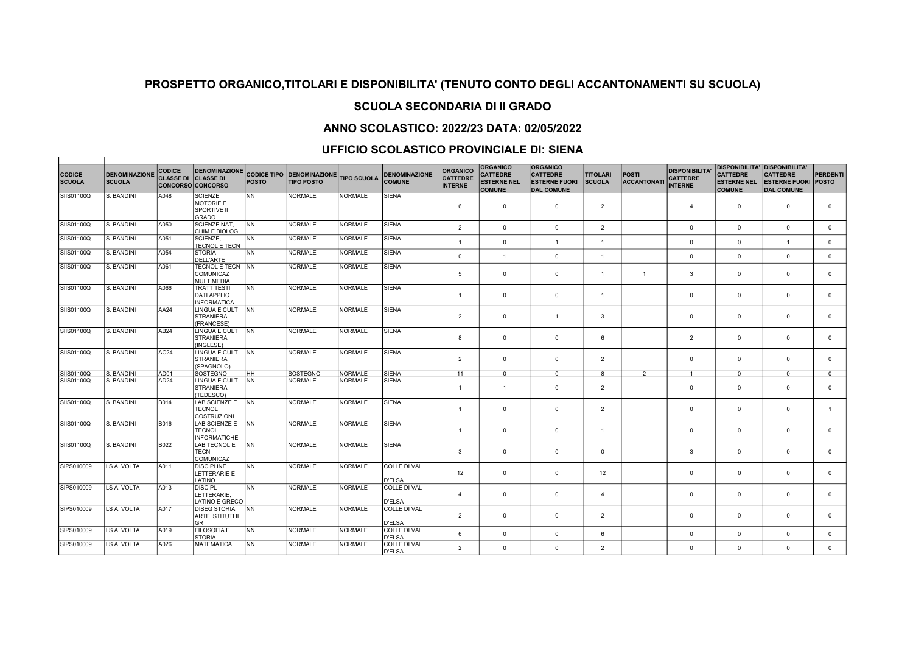## PROSPETTO ORGANICO,TITOLARI E DISPONIBILITA' (TENUTO CONTO DEGLI ACCANTONAMENTI SU SCUOLA)

## SCUOLA SECONDARIA DI II GRADO

## ANNO SCOLASTICO: 2022/23 DATA: 02/05/2022

## UFFICIO SCOLASTICO PROVINCIALE DI: SIENA

| CODICE SCUOLA | DENOMINAZIONE SCUOLA | CODICE CLASSE DI CONCORSO | DENOMINAZIONE CLASSE DI CONCORSO | CODICE TIPO POSTO | DENOMINAZIONE TIPO POSTO | TIPO SCUOLA | DENOMINAZIONE COMUNE | ORGANICO CATTEDRE INTERNE | ORGANICO CATTEDRE ESTERNE NEL COMUNE | ORGANICO CATTEDRE ESTERNE FUORI DAL COMUNE | TITOLARI SCUOLA | POSTI ACCANTONATI | DISPONIBILITA' CATTEDRE INTERNE | DISPONIBILITA' CATTEDRE ESTERNE NEL COMUNE | DISPONIBILITA' CATTEDRE ESTERNE FUORI DAL COMUNE | PERDENTI POSTO |
|---|---|---|---|---|---|---|---|---|---|---|---|---|---|---|---|---|
| SIIS01100Q | S. BANDINI | A048 | SCIENZE MOTORIE E SPORTIVE II GRADO | NN | NORMALE | NORMALE | SIENA | 6 | 0 | 0 | 2 | | 4 | 0 | 0 | 0 |
| SIIS01100Q | S. BANDINI | A050 | SCIENZE NAT, CHIM E BIOLOG | NN | NORMALE | NORMALE | SIENA | 2 | 0 | 0 | 2 | | 0 | 0 | 0 | 0 |
| SIIS01100Q | S. BANDINI | A051 | SCIENZE, TECNOL E TECN | NN | NORMALE | NORMALE | SIENA | 1 | 0 | 1 | 1 | | 0 | 0 | 1 | 0 |
| SIIS01100Q | S. BANDINI | A054 | STORIA DELL'ARTE | NN | NORMALE | NORMALE | SIENA | 0 | 1 | 0 | 1 | | 0 | 0 | 0 | 0 |
| SIIS01100Q | S. BANDINI | A061 | TECNOL E TECN COMUNICAZ MULTIMEDIA | NN | NORMALE | NORMALE | SIENA | 5 | 0 | 0 | 1 | 1 | 3 | 0 | 0 | 0 |
| SIIS01100Q | S. BANDINI | A066 | TRATT TESTI DATI APPLIC INFORMATICA | NN | NORMALE | NORMALE | SIENA | 1 | 0 | 0 | 1 | | 0 | 0 | 0 | 0 |
| SIIS01100Q | S. BANDINI | AA24 | LINGUA E CULT STRANIERA (FRANCESE) | NN | NORMALE | NORMALE | SIENA | 2 | 0 | 1 | 3 | | 0 | 0 | 0 | 0 |
| SIIS01100Q | S. BANDINI | AB24 | LINGUA E CULT STRANIERA (INGLESE) | NN | NORMALE | NORMALE | SIENA | 8 | 0 | 0 | 6 | | 2 | 0 | 0 | 0 |
| SIIS01100Q | S. BANDINI | AC24 | LINGUA E CULT STRANIERA (SPAGNOLO) | NN | NORMALE | NORMALE | SIENA | 2 | 0 | 0 | 2 | | 0 | 0 | 0 | 0 |
| SIIS01100Q | S. BANDINI | AD01 | SOSTEGNO | HH | SOSTEGNO | NORMALE | SIENA | 11 | 0 | 0 | 8 | 2 | 1 | 0 | 0 | 0 |
| SIIS01100Q | S. BANDINI | AD24 | LINGUA E CULT STRANIERA (TEDESCO) | NN | NORMALE | NORMALE | SIENA | 1 | 1 | 0 | 2 | | 0 | 0 | 0 | 0 |
| SIIS01100Q | S. BANDINI | B014 | LAB SCIENZE E TECNOL COSTRUZIONI | NN | NORMALE | NORMALE | SIENA | 1 | 0 | 0 | 2 | | 0 | 0 | 0 | 1 |
| SIIS01100Q | S. BANDINI | B016 | LAB SCIENZE E TECNOL INFORMATICHE | NN | NORMALE | NORMALE | SIENA | 1 | 0 | 0 | 1 | | 0 | 0 | 0 | 0 |
| SIIS01100Q | S. BANDINI | B022 | LAB TECNOL E TECN COMUNICAZ | NN | NORMALE | NORMALE | SIENA | 3 | 0 | 0 | 0 | | 3 | 0 | 0 | 0 |
| SIPS010009 | LS A. VOLTA | A011 | DISCIPLINE LETTERARIE E LATINO | NN | NORMALE | NORMALE | COLLE DI VAL D'ELSA | 12 | 0 | 0 | 12 | | 0 | 0 | 0 | 0 |
| SIPS010009 | LS A. VOLTA | A013 | DISCIPL LETTERARIE, LATINO E GRECO | NN | NORMALE | NORMALE | COLLE DI VAL D'ELSA | 4 | 0 | 0 | 4 | | 0 | 0 | 0 | 0 |
| SIPS010009 | LS A. VOLTA | A017 | DISEG STORIA ARTE ISTITUTI II GR | NN | NORMALE | NORMALE | COLLE DI VAL D'ELSA | 2 | 0 | 0 | 2 | | 0 | 0 | 0 | 0 |
| SIPS010009 | LS A. VOLTA | A019 | FILOSOFIA E STORIA | NN | NORMALE | NORMALE | COLLE DI VAL D'ELSA | 6 | 0 | 0 | 6 | | 0 | 0 | 0 | 0 |
| SIPS010009 | LS A. VOLTA | A026 | MATEMATICA | NN | NORMALE | NORMALE | COLLE DI VAL D'ELSA | 2 | 0 | 0 | 2 | | 0 | 0 | 0 | 0 |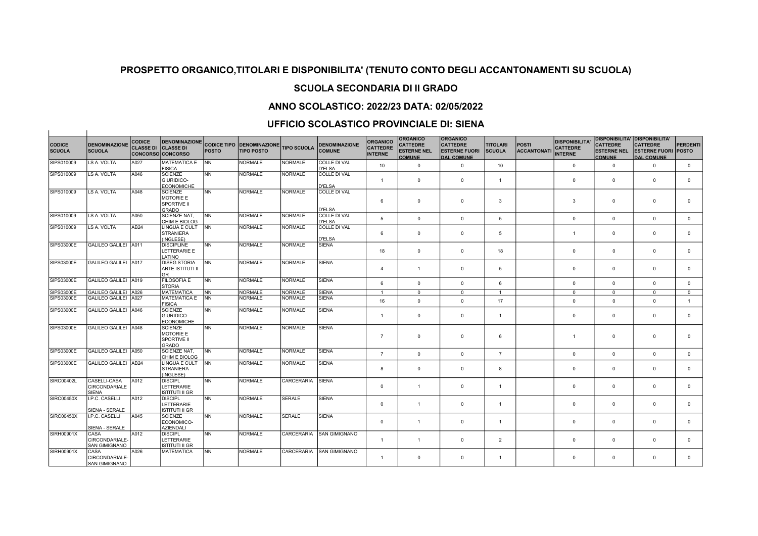## PROSPETTO ORGANICO,TITOLARI E DISPONIBILITA' (TENUTO CONTO DEGLI ACCANTONAMENTI SU SCUOLA)

## SCUOLA SECONDARIA DI II GRADO

## ANNO SCOLASTICO: 2022/23 DATA: 02/05/2022

## UFFICIO SCOLASTICO PROVINCIALE DI: SIENA

| CODICE SCUOLA | DENOMINAZIONE SCUOLA | CODICE CLASSE DI CONCORSO | DENOMINAZIONE CLASSE DI CONCORSO | CODICE TIPO POSTO | DENOMINAZIONE TIPO POSTO | TIPO SCUOLA | DENOMINAZIONE COMUNE | ORGANICO CATTEDRE INTERNE | ORGANICO CATTEDRE ESTERNE NEL COMUNE | ORGANICO CATTEDRE ESTERNE FUORI DAL COMUNE | TITOLARI SCUOLA | POSTI ACCANTONATI | DISPONIBILITA' CATTEDRE INTERNE | DISPONIBILITA' CATTEDRE ESTERNE NEL COMUNE | DISPONIBILITA' CATTEDRE ESTERNE FUORI DAL COMUNE | PERDENTI POSTO |
|---|---|---|---|---|---|---|---|---|---|---|---|---|---|---|---|---|
| SIPS010009 | LS A. VOLTA | A027 | MATEMATICA E FISICA | NN | NORMALE | NORMALE | COLLE DI VAL D'ELSA | 10 | 0 | 0 | 10 | | 0 | 0 | 0 | 0 |
| SIPS010009 | LS A. VOLTA | A046 | SCIENZE GIURIDICO-ECONOMICHE | NN | NORMALE | NORMALE | COLLE DI VAL D'ELSA | 1 | 0 | 0 | 1 | | 0 | 0 | 0 | 0 |
| SIPS010009 | LS A. VOLTA | A048 | SCIENZE MOTORIE E SPORTIVE II GRADO | NN | NORMALE | NORMALE | COLLE DI VAL D'ELSA | 6 | 0 | 0 | 3 | | 3 | 0 | 0 | 0 |
| SIPS010009 | LS A. VOLTA | A050 | SCIENZE NAT, CHIM E BIOLOG | NN | NORMALE | NORMALE | COLLE DI VAL D'ELSA | 5 | 0 | 0 | 5 | | 0 | 0 | 0 | 0 |
| SIPS010009 | LS A. VOLTA | AB24 | LINGUA E CULT STRANIERA (INGLESE) | NN | NORMALE | NORMALE | COLLE DI VAL D'ELSA | 6 | 0 | 0 | 5 | | 1 | 0 | 0 | 0 |
| SIPS03000E | GALILEO GALILEI | A011 | DISCIPLINE LETTERARIE E LATINO | NN | NORMALE | NORMALE | SIENA | 18 | 0 | 0 | 18 | | 0 | 0 | 0 | 0 |
| SIPS03000E | GALILEO GALILEI | A017 | DISEG STORIA ARTE ISTITUTI II GR | NN | NORMALE | NORMALE | SIENA | 4 | 1 | 0 | 5 | | 0 | 0 | 0 | 0 |
| SIPS03000E | GALILEO GALILEI | A019 | FILOSOFIA E STORIA | NN | NORMALE | NORMALE | SIENA | 6 | 0 | 0 | 6 | | 0 | 0 | 0 | 0 |
| SIPS03000E | GALILEO GALILEI | A026 | MATEMATICA | NN | NORMALE | NORMALE | SIENA | 1 | 0 | 0 | 1 | | 0 | 0 | 0 | 0 |
| SIPS03000E | GALILEO GALILEI | A027 | MATEMATICA E FISICA | NN | NORMALE | NORMALE | SIENA | 16 | 0 | 0 | 17 | | 0 | 0 | 0 | 1 |
| SIPS03000E | GALILEO GALILEI | A046 | SCIENZE GIURIDICO-ECONOMICHE | NN | NORMALE | NORMALE | SIENA | 1 | 0 | 0 | 1 | | 0 | 0 | 0 | 0 |
| SIPS03000E | GALILEO GALILEI | A048 | SCIENZE MOTORIE E SPORTIVE II GRADO | NN | NORMALE | NORMALE | SIENA | 7 | 0 | 0 | 6 | | 1 | 0 | 0 | 0 |
| SIPS03000E | GALILEO GALILEI | A050 | SCIENZE NAT, CHIM E BIOLOG | NN | NORMALE | NORMALE | SIENA | 7 | 0 | 0 | 7 | | 0 | 0 | 0 | 0 |
| SIPS03000E | GALILEO GALILEI | AB24 | LINGUA E CULT STRANIERA (INGLESE) | NN | NORMALE | NORMALE | SIENA | 8 | 0 | 0 | 8 | | 0 | 0 | 0 | 0 |
| SIRC00402L | CASELLI-CASA CIRCONDARIALE SIENA | A012 | DISCIPL LETTERARIE ISTITUTI II GR | NN | NORMALE | CARCERARIA | SIENA | 0 | 1 | 0 | 1 | | 0 | 0 | 0 | 0 |
| SIRC00450X | I.P.C. CASELLI SIENA - SERALE | A012 | DISCIPL LETTERARIE ISTITUTI II GR | NN | NORMALE | SERALE | SIENA | 0 | 1 | 0 | 1 | | 0 | 0 | 0 | 0 |
| SIRC00450X | I.P.C. CASELLI SIENA - SERALE | A045 | SCIENZE ECONOMICO-AZIENDALI | NN | NORMALE | SERALE | SIENA | 0 | 1 | 0 | 1 | | 0 | 0 | 0 | 0 |
| SIRH00901X | CASA CIRCONDARIALE-SAN GIMIGNANO | A012 | DISCIPL LETTERARIE ISTITUTI II GR | NN | NORMALE | CARCERARIA | SAN GIMIGNANO | 1 | 1 | 0 | 2 | | 0 | 0 | 0 | 0 |
| SIRH00901X | CASA CIRCONDARIALE-SAN GIMIGNANO | A026 | MATEMATICA | NN | NORMALE | CARCERARIA | SAN GIMIGNANO | 1 | 0 | 0 | 1 | | 0 | 0 | 0 | 0 |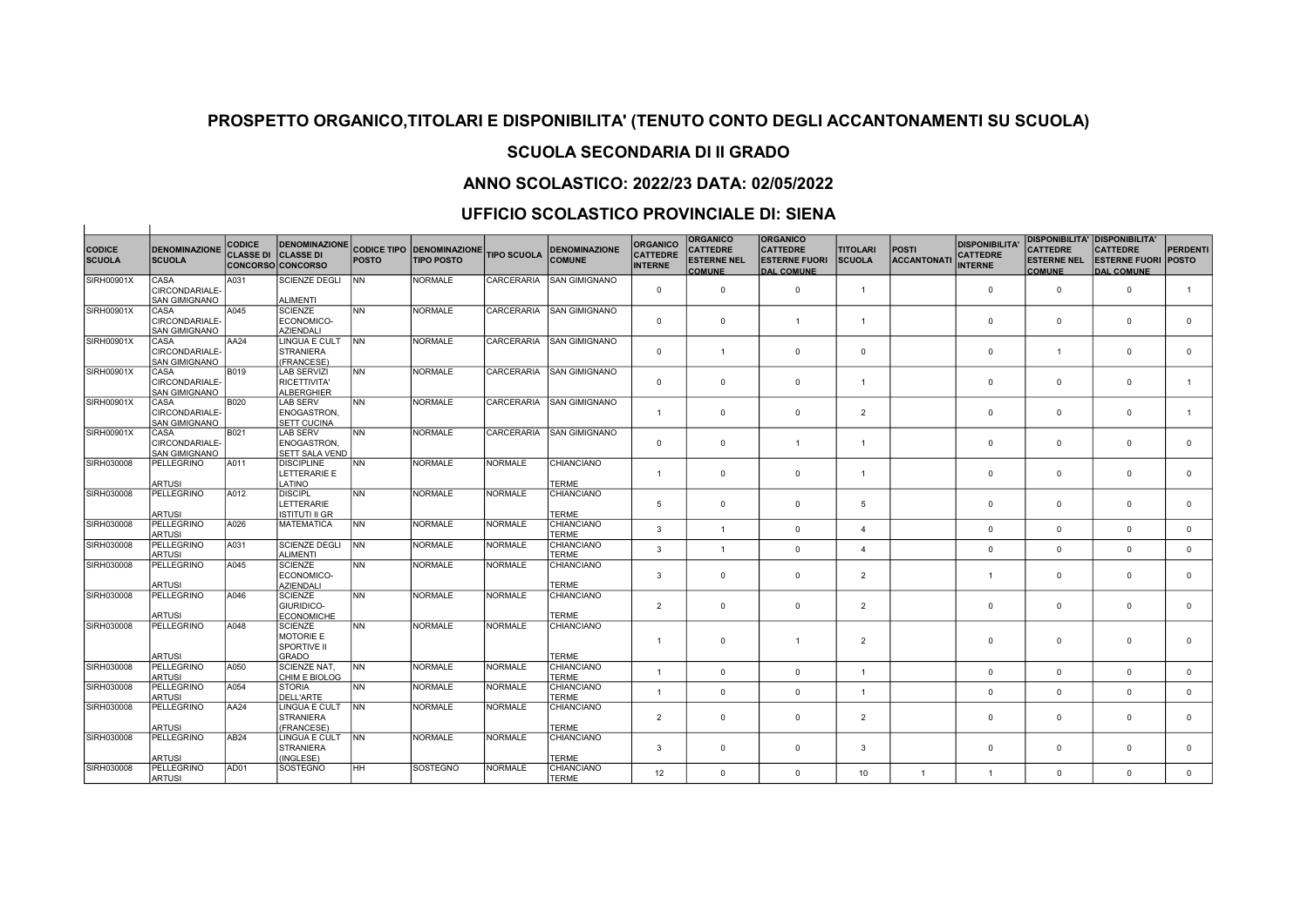## PROSPETTO ORGANICO,TITOLARI E DISPONIBILITA' (TENUTO CONTO DEGLI ACCANTONAMENTI SU SCUOLA)

## SCUOLA SECONDARIA DI II GRADO

## ANNO SCOLASTICO: 2022/23 DATA: 02/05/2022

## UFFICIO SCOLASTICO PROVINCIALE DI: SIENA

| CODICE SCUOLA | DENOMINAZIONE SCUOLA | CODICE CLASSE DI CONCORSO | DENOMINAZIONE CLASSE DI CONCORSO | CODICE TIPO POSTO | DENOMINAZIONE TIPO POSTO | TIPO SCUOLA | DENOMINAZIONE COMUNE | ORGANICO CATTEDRE INTERNE | ORGANICO CATTEDRE ESTERNE NEL COMUNE | ORGANICO CATTEDRE ESTERNE FUORI DAL COMUNE | TITOLARI SCUOLA | POSTI ACCANTONATI | DISPONIBILITA' CATTEDRE INTERNE | DISPONIBILITA' CATTEDRE ESTERNE NEL COMUNE | DISPONIBILITA' CATTEDRE ESTERNE FUORI DAL COMUNE | PERDENTI POSTO |
|---|---|---|---|---|---|---|---|---|---|---|---|---|---|---|---|---|
| SIRH00901X | CASA CIRCONDARIALE-SAN GIMIGNANO | A031 | SCIENZE DEGLI ALIMENTI | NN | NORMALE | CARCERARIA | SAN GIMIGNANO | 0 | 0 | 0 | 1 | | 0 | 0 | 0 | 1 |
| SIRH00901X | CASA CIRCONDARIALE-SAN GIMIGNANO | A045 | SCIENZE ECONOMICO-AZIENDALI | NN | NORMALE | CARCERARIA | SAN GIMIGNANO | 0 | 0 | 1 | 1 | | 0 | 0 | 0 | 0 |
| SIRH00901X | CASA CIRCONDARIALE-SAN GIMIGNANO | AA24 | LINGUA E CULT STRANIERA (FRANCESE) | NN | NORMALE | CARCERARIA | SAN GIMIGNANO | 0 | 1 | 0 | 0 | | 0 | 1 | 0 | 0 |
| SIRH00901X | CASA CIRCONDARIALE-SAN GIMIGNANO | B019 | LAB SERVIZI RICETTIVITA' ALBERGHIER | NN | NORMALE | CARCERARIA | SAN GIMIGNANO | 0 | 0 | 0 | 1 | | 0 | 0 | 0 | 1 |
| SIRH00901X | CASA CIRCONDARIALE-SAN GIMIGNANO | B020 | LAB SERV ENOGASTRON, SETT CUCINA | NN | NORMALE | CARCERARIA | SAN GIMIGNANO | 1 | 0 | 0 | 2 | | 0 | 0 | 0 | 1 |
| SIRH00901X | CASA CIRCONDARIALE-SAN GIMIGNANO | B021 | LAB SERV ENOGASTRON, SETT SALA VEND | NN | NORMALE | CARCERARIA | SAN GIMIGNANO | 0 | 0 | 1 | 1 | | 0 | 0 | 0 | 0 |
| SIRH030008 | PELLEGRINO ARTUSI | A011 | DISCIPLINE LETTERARIE E LATINO | NN | NORMALE | NORMALE | CHIANCIANO TERME | 1 | 0 | 0 | 1 | | 0 | 0 | 0 | 0 |
| SIRH030008 | PELLEGRINO ARTUSI | A012 | DISCIPL LETTERARIE ISTITUTI II GR | NN | NORMALE | NORMALE | CHIANCIANO TERME | 5 | 0 | 0 | 5 | | 0 | 0 | 0 | 0 |
| SIRH030008 | PELLEGRINO ARTUSI | A026 | MATEMATICA | NN | NORMALE | NORMALE | CHIANCIANO TERME | 3 | 1 | 0 | 4 | | 0 | 0 | 0 | 0 |
| SIRH030008 | PELLEGRINO ARTUSI | A031 | SCIENZE DEGLI ALIMENTI | NN | NORMALE | NORMALE | CHIANCIANO TERME | 3 | 1 | 0 | 4 | | 0 | 0 | 0 | 0 |
| SIRH030008 | PELLEGRINO ARTUSI | A045 | SCIENZE ECONOMICO-AZIENDALI | NN | NORMALE | NORMALE | CHIANCIANO TERME | 3 | 0 | 0 | 2 | | 1 | 0 | 0 | 0 |
| SIRH030008 | PELLEGRINO ARTUSI | A046 | SCIENZE GIURIDICO-ECONOMICHE | NN | NORMALE | NORMALE | CHIANCIANO TERME | 2 | 0 | 0 | 2 | | 0 | 0 | 0 | 0 |
| SIRH030008 | PELLEGRINO ARTUSI | A048 | SCIENZE MOTORIE E SPORTIVE II GRADO | NN | NORMALE | NORMALE | CHIANCIANO TERME | 1 | 0 | 1 | 2 | | 0 | 0 | 0 | 0 |
| SIRH030008 | PELLEGRINO ARTUSI | A050 | SCIENZE NAT, CHIM E BIOLOG | NN | NORMALE | NORMALE | CHIANCIANO TERME | 1 | 0 | 0 | 1 | | 0 | 0 | 0 | 0 |
| SIRH030008 | PELLEGRINO ARTUSI | A054 | STORIA DELL'ARTE | NN | NORMALE | NORMALE | CHIANCIANO TERME | 1 | 0 | 0 | 1 | | 0 | 0 | 0 | 0 |
| SIRH030008 | PELLEGRINO ARTUSI | AA24 | LINGUA E CULT STRANIERA (FRANCESE) | NN | NORMALE | NORMALE | CHIANCIANO TERME | 2 | 0 | 0 | 2 | | 0 | 0 | 0 | 0 |
| SIRH030008 | PELLEGRINO ARTUSI | AB24 | LINGUA E CULT STRANIERA (INGLESE) | NN | NORMALE | NORMALE | CHIANCIANO TERME | 3 | 0 | 0 | 3 | | 0 | 0 | 0 | 0 |
| SIRH030008 | PELLEGRINO ARTUSI | AD01 | SOSTEGNO | HH | SOSTEGNO | NORMALE | CHIANCIANO TERME | 12 | 0 | 0 | 10 | 1 | 1 | 0 | 0 | 0 |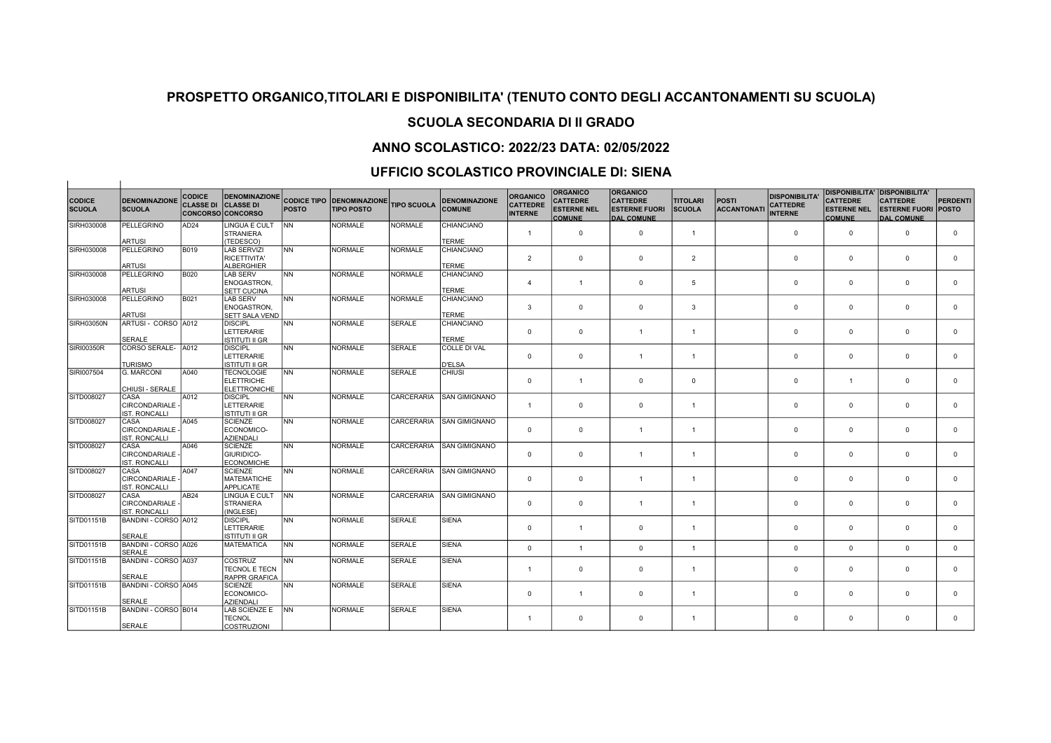## PROSPETTO ORGANICO,TITOLARI E DISPONIBILITA' (TENUTO CONTO DEGLI ACCANTONAMENTI SU SCUOLA)

## SCUOLA SECONDARIA DI II GRADO

## ANNO SCOLASTICO: 2022/23 DATA: 02/05/2022

## UFFICIO SCOLASTICO PROVINCIALE DI: SIENA

| CODICE SCUOLA | DENOMINAZIONE SCUOLA | CODICE CLASSE DI CONCORSO | DENOMINAZIONE CLASSE DI CONCORSO | CODICE TIPO POSTO | DENOMINAZIONE TIPO POSTO | TIPO SCUOLA | DENOMINAZIONE COMUNE | ORGANICO CATTEDRE INTERNE | ORGANICO CATTEDRE ESTERNE NEL COMUNE | ORGANICO CATTEDRE ESTERNE FUORI DAL COMUNE | TITOLARI SCUOLA | POSTI ACCANTONATI | DISPONIBILITA' CATTEDRE INTERNE | DISPONIBILITA' CATTEDRE ESTERNE NEL COMUNE | DISPONIBILITA' CATTEDRE ESTERNE FUORI DAL COMUNE | PERDENTI POSTO |
|---|---|---|---|---|---|---|---|---|---|---|---|---|---|---|---|---|
| SIRH030008 | PELLEGRINO ARTUSI | AD24 | LINGUA E CULT STRANIERA (TEDESCO) | NN | NORMALE | NORMALE | CHIANCIANO TERME | 1 | 0 | 0 | 1 | | 0 | 0 | 0 | 0 |
| SIRH030008 | PELLEGRINO ARTUSI | B019 | LAB SERVIZI RICETTIVITA' ALBERGHIER | NN | NORMALE | NORMALE | CHIANCIANO TERME | 2 | 0 | 0 | 2 | | 0 | 0 | 0 | 0 |
| SIRH030008 | PELLEGRINO ARTUSI | B020 | LAB SERV ENOGASTRON, SETT CUCINA | NN | NORMALE | NORMALE | CHIANCIANO TERME | 4 | 1 | 0 | 5 | | 0 | 0 | 0 | 0 |
| SIRH030008 | PELLEGRINO ARTUSI | B021 | LAB SERV ENOGASTRON, SETT SALA VEND | NN | NORMALE | NORMALE | CHIANCIANO TERME | 3 | 0 | 0 | 3 | | 0 | 0 | 0 | 0 |
| SIRH03050N | ARTUSI - CORSO SERALE | A012 | DISCIPL LETTERARIE ISTITUTI II GR | NN | NORMALE | SERALE | CHIANCIANO TERME | 0 | 0 | 1 | 1 | | 0 | 0 | 0 | 0 |
| SIRI00350R | CORSO SERALE- TURISMO | A012 | DISCIPL LETTERARIE ISTITUTI II GR | NN | NORMALE | SERALE | COLLE DI VAL D'ELSA | 0 | 0 | 1 | 1 | | 0 | 0 | 0 | 0 |
| SIRI007504 | G. MARCONI CHIUSI - SERALE | A040 | TECNOLOGIE ELETTRICHE ELETTRONICHE | NN | NORMALE | SERALE | CHIUSI | 0 | 1 | 0 | 0 | | 0 | 1 | 0 | 0 |
| SITD008027 | CASA CIRCONDARIALE - IST. RONCALLI | A012 | DISCIPL LETTERARIE ISTITUTI II GR | NN | NORMALE | CARCERARIA | SAN GIMIGNANO | 1 | 0 | 0 | 1 | | 0 | 0 | 0 | 0 |
| SITD008027 | CASA CIRCONDARIALE - IST. RONCALLI | A045 | SCIENZE ECONOMICO-AZIENDALI | NN | NORMALE | CARCERARIA | SAN GIMIGNANO | 0 | 0 | 1 | 1 | | 0 | 0 | 0 | 0 |
| SITD008027 | CASA CIRCONDARIALE - IST. RONCALLI | A046 | SCIENZE GIURIDICO-ECONOMICHE | NN | NORMALE | CARCERARIA | SAN GIMIGNANO | 0 | 0 | 1 | 1 | | 0 | 0 | 0 | 0 |
| SITD008027 | CASA CIRCONDARIALE - IST. RONCALLI | A047 | SCIENZE MATEMATICHE APPLICATE | NN | NORMALE | CARCERARIA | SAN GIMIGNANO | 0 | 0 | 1 | 1 | | 0 | 0 | 0 | 0 |
| SITD008027 | CASA CIRCONDARIALE - IST. RONCALLI | AB24 | LINGUA E CULT STRANIERA (INGLESE) | NN | NORMALE | CARCERARIA | SAN GIMIGNANO | 0 | 0 | 1 | 1 | | 0 | 0 | 0 | 0 |
| SITD01151B | BANDINI - CORSO SERALE | A012 | DISCIPL LETTERARIE ISTITUTI II GR | NN | NORMALE | SERALE | SIENA | 0 | 1 | 0 | 1 | | 0 | 0 | 0 | 0 |
| SITD01151B | BANDINI - CORSO SERALE | A026 | MATEMATICA | NN | NORMALE | SERALE | SIENA | 0 | 1 | 0 | 1 | | 0 | 0 | 0 | 0 |
| SITD01151B | BANDINI - CORSO SERALE | A037 | COSTRUZ TECNOL E TECN RAPPR GRAFICA | NN | NORMALE | SERALE | SIENA | 1 | 0 | 0 | 1 | | 0 | 0 | 0 | 0 |
| SITD01151B | BANDINI - CORSO SERALE | A045 | SCIENZE ECONOMICO-AZIENDALI | NN | NORMALE | SERALE | SIENA | 0 | 1 | 0 | 1 | | 0 | 0 | 0 | 0 |
| SITD01151B | BANDINI - CORSO SERALE | B014 | LAB SCIENZE E TECNOL COSTRUZIONI | NN | NORMALE | SERALE | SIENA | 1 | 0 | 0 | 1 | | 0 | 0 | 0 | 0 |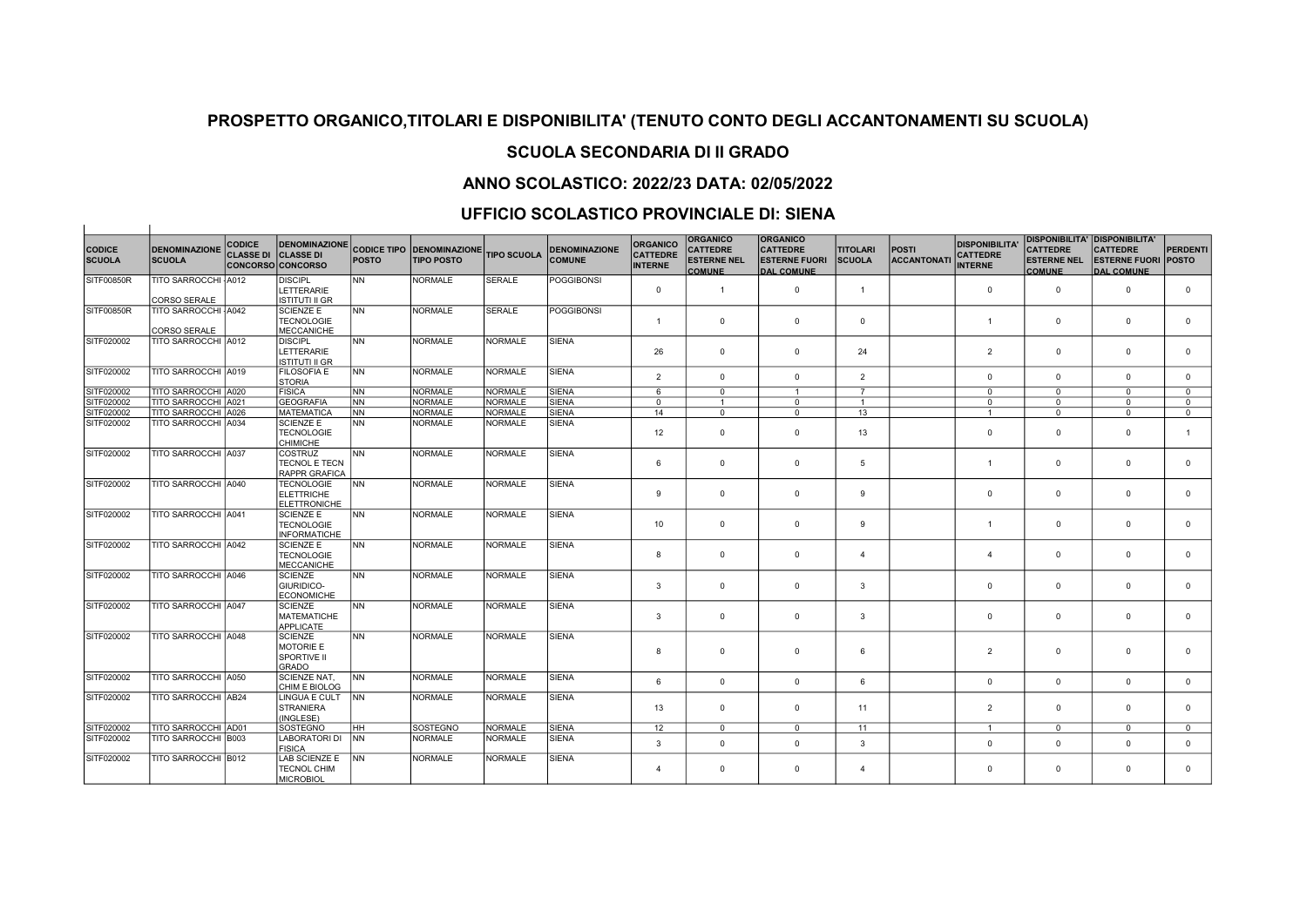## PROSPETTO ORGANICO,TITOLARI E DISPONIBILITA' (TENUTO CONTO DEGLI ACCANTONAMENTI SU SCUOLA)

## SCUOLA SECONDARIA DI II GRADO

## ANNO SCOLASTICO: 2022/23 DATA: 02/05/2022

## UFFICIO SCOLASTICO PROVINCIALE DI: SIENA

| CODICE SCUOLA | DENOMINAZIONE SCUOLA | CODICE CLASSE DI CONCORSO | DENOMINAZIONE CLASSE DI CONCORSO | CODICE TIPO POSTO | DENOMINAZIONE TIPO POSTO | TIPO SCUOLA | DENOMINAZIONE COMUNE | ORGANICO CATTEDRE INTERNE | ORGANICO CATTEDRE ESTERNE NEL COMUNE | ORGANICO CATTEDRE ESTERNE FUORI DAL COMUNE | TITOLARI SCUOLA | POSTI ACCANTONATI | DISPONIBILITA' CATTEDRE INTERNE | DISPONIBILITA' CATTEDRE ESTERNE NEL COMUNE | DISPONIBILITA' CATTEDRE ESTERNE FUORI DAL COMUNE | PERDENTI POSTO |
|---|---|---|---|---|---|---|---|---|---|---|---|---|---|---|---|---|
| SITF00850R | TITO SARROCCHI - CORSO SERALE | A012 | DISCIPL LETTERARIE ISTITUTI II GR | NN | NORMALE | SERALE | POGGIBONSI | 0 | 1 | 0 | 1 | | 0 | 0 | 0 | 0 |
| SITF00850R | TITO SARROCCHI - CORSO SERALE | A042 | SCIENZE E TECNOLOGIE MECCANICHE | NN | NORMALE | SERALE | POGGIBONSI | 1 | 0 | 0 | 0 | | 1 | 0 | 0 | 0 |
| SITF020002 | TITO SARROCCHI | A012 | DISCIPL LETTERARIE ISTITUTI II GR | NN | NORMALE | NORMALE | SIENA | 26 | 0 | 0 | 24 | | 2 | 0 | 0 | 0 |
| SITF020002 | TITO SARROCCHI | A019 | FILOSOFIA E STORIA | NN | NORMALE | NORMALE | SIENA | 2 | 0 | 0 | 2 | | 0 | 0 | 0 | 0 |
| SITF020002 | TITO SARROCCHI | A020 | FISICA | NN | NORMALE | NORMALE | SIENA | 6 | 0 | 1 | 7 | | 0 | 0 | 0 | 0 |
| SITF020002 | TITO SARROCCHI | A021 | GEOGRAFIA | NN | NORMALE | NORMALE | SIENA | 0 | 1 | 0 | 1 | | 0 | 0 | 0 | 0 |
| SITF020002 | TITO SARROCCHI | A026 | MATEMATICA | NN | NORMALE | NORMALE | SIENA | 14 | 0 | 0 | 13 | | 1 | 0 | 0 | 0 |
| SITF020002 | TITO SARROCCHI | A034 | SCIENZE E TECNOLOGIE CHIMICHE | NN | NORMALE | NORMALE | SIENA | 12 | 0 | 0 | 13 | | 0 | 0 | 0 | 1 |
| SITF020002 | TITO SARROCCHI | A037 | COSTRUZ TECNOL E TECN RAPPR GRAFICA | NN | NORMALE | NORMALE | SIENA | 6 | 0 | 0 | 5 | | 1 | 0 | 0 | 0 |
| SITF020002 | TITO SARROCCHI | A040 | TECNOLOGIE ELETTRICHE ELETTRONICHE | NN | NORMALE | NORMALE | SIENA | 9 | 0 | 0 | 9 | | 0 | 0 | 0 | 0 |
| SITF020002 | TITO SARROCCHI | A041 | SCIENZE E TECNOLOGIE INFORMATICHE | NN | NORMALE | NORMALE | SIENA | 10 | 0 | 0 | 9 | | 1 | 0 | 0 | 0 |
| SITF020002 | TITO SARROCCHI | A042 | SCIENZE E TECNOLOGIE MECCANICHE | NN | NORMALE | NORMALE | SIENA | 8 | 0 | 0 | 4 | | 4 | 0 | 0 | 0 |
| SITF020002 | TITO SARROCCHI | A046 | SCIENZE GIURIDICO-ECONOMICHE | NN | NORMALE | NORMALE | SIENA | 3 | 0 | 0 | 3 | | 0 | 0 | 0 | 0 |
| SITF020002 | TITO SARROCCHI | A047 | SCIENZE MATEMATICHE APPLICATE | NN | NORMALE | NORMALE | SIENA | 3 | 0 | 0 | 3 | | 0 | 0 | 0 | 0 |
| SITF020002 | TITO SARROCCHI | A048 | SCIENZE MOTORIE E SPORTIVE II GRADO | NN | NORMALE | NORMALE | SIENA | 8 | 0 | 0 | 6 | | 2 | 0 | 0 | 0 |
| SITF020002 | TITO SARROCCHI | A050 | SCIENZE NAT, CHIM E BIOLOG | NN | NORMALE | NORMALE | SIENA | 6 | 0 | 0 | 6 | | 0 | 0 | 0 | 0 |
| SITF020002 | TITO SARROCCHI | AB24 | LINGUA E CULT STRANIERA (INGLESE) | NN | NORMALE | NORMALE | SIENA | 13 | 0 | 0 | 11 | | 2 | 0 | 0 | 0 |
| SITF020002 | TITO SARROCCHI | AD01 | SOSTEGNO | HH | SOSTEGNO | NORMALE | SIENA | 12 | 0 | 0 | 11 | | 1 | 0 | 0 | 0 |
| SITF020002 | TITO SARROCCHI | B003 | LABORATORI DI FISICA | NN | NORMALE | NORMALE | SIENA | 3 | 0 | 0 | 3 | | 0 | 0 | 0 | 0 |
| SITF020002 | TITO SARROCCHI | B012 | LAB SCIENZE E TECNOL CHIM MICROBIOL | NN | NORMALE | NORMALE | SIENA | 4 | 0 | 0 | 4 | | 0 | 0 | 0 | 0 |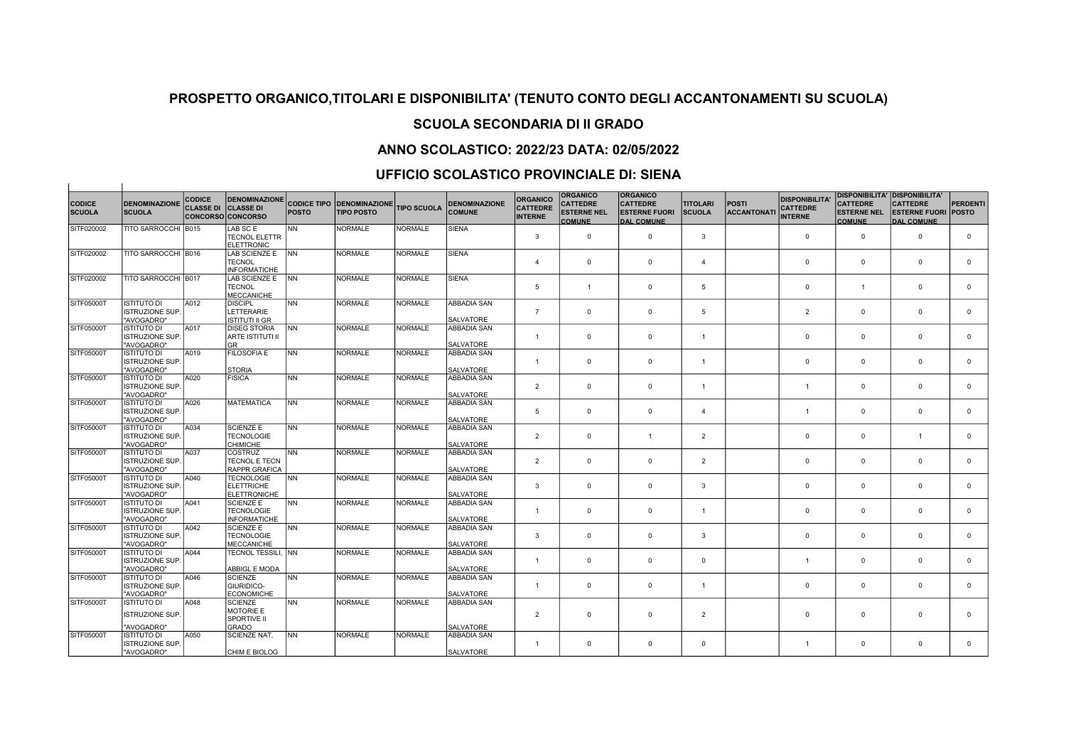## PROSPETTO ORGANICO,TITOLARI E DISPONIBILITA' (TENUTO CONTO DEGLI ACCANTONAMENTI SU SCUOLA)

### SCUOLA SECONDARIA DI II GRADO

### ANNO SCOLASTICO: 2022/23 DATA: 02/05/2022

### UFFICIO SCOLASTICO PROVINCIALE DI: SIENA

| CODICE SCUOLA | DENOMINAZIONE SCUOLA | CODICE CLASSE DI CONCORSO | DENOMINAZIONE CLASSE DI CONCORSO | CODICE TIPO POSTO | DENOMINAZIONE TIPO POSTO | TIPO SCUOLA | DENOMINAZIONE COMUNE | ORGANICO CATTEDRE INTERNE | ORGANICO CATTEDRE ESTERNE NEL COMUNE | ORGANICO CATTEDRE ESTERNE FUORI DAL COMUNE | TITOLARI SCUOLA | POSTI ACCANTONATI | DISPONIBILITA' CATTEDRE INTERNE | DISPONIBILITA' CATTEDRE ESTERNE NEL COMUNE | DISPONIBILITA' CATTEDRE ESTERNE FUORI DAL COMUNE | PERDENTI POSTO |
|---|---|---|---|---|---|---|---|---|---|---|---|---|---|---|---|---|
| SITF020002 | TITO SARROCCHI | B015 | LAB SC E TECNOL ELETTR ELETTRONIC | NN | NORMALE | NORMALE | SIENA | 3 | 0 | 0 | 3 | | 0 | 0 | 0 | 0 |
| SITF020002 | TITO SARROCCHI | B016 | LAB SCIENZE E TECNOL INFORMATICHE | NN | NORMALE | NORMALE | SIENA | 4 | 0 | 0 | 4 | | 0 | 0 | 0 | 0 |
| SITF020002 | TITO SARROCCHI | B017 | LAB SCIENZE E TECNOL MECCANICHE | NN | NORMALE | NORMALE | SIENA | 5 | 1 | 0 | 5 | | 0 | 1 | 0 | 0 |
| SITF05000T | ISTITUTO DI ISTRUZIONE SUP. "AVOGADRO" | A012 | DISCIPL LETTERARIE ISTITUTI II GR | NN | NORMALE | NORMALE | ABBADIA SAN SALVATORE | 7 | 0 | 0 | 5 | | 2 | 0 | 0 | 0 |
| SITF05000T | ISTITUTO DI ISTRUZIONE SUP. "AVOGADRO" | A017 | DISEG STORIA ARTE ISTITUTI II GR | NN | NORMALE | NORMALE | ABBADIA SAN SALVATORE | 1 | 0 | 0 | 1 | | 0 | 0 | 0 | 0 |
| SITF05000T | ISTITUTO DI ISTRUZIONE SUP. "AVOGADRO" | A019 | FILOSOFIA E STORIA | NN | NORMALE | NORMALE | ABBADIA SAN SALVATORE | 1 | 0 | 0 | 1 | | 0 | 0 | 0 | 0 |
| SITF05000T | ISTITUTO DI ISTRUZIONE SUP. "AVOGADRO" | A020 | FISICA | NN | NORMALE | NORMALE | ABBADIA SAN SALVATORE | 2 | 0 | 0 | 1 | | 1 | 0 | 0 | 0 |
| SITF05000T | ISTITUTO DI ISTRUZIONE SUP. "AVOGADRO" | A026 | MATEMATICA | NN | NORMALE | NORMALE | ABBADIA SAN SALVATORE | 5 | 0 | 0 | 4 | | 1 | 0 | 0 | 0 |
| SITF05000T | ISTITUTO DI ISTRUZIONE SUP. "AVOGADRO" | A034 | SCIENZE E TECNOLOGIE CHIMICHE | NN | NORMALE | NORMALE | ABBADIA SAN SALVATORE | 2 | 0 | 1 | 2 | | 0 | 0 | 1 | 0 |
| SITF05000T | ISTITUTO DI ISTRUZIONE SUP. "AVOGADRO" | A037 | COSTRUZ TECNOL E TECN RAPPR GRAFICA | NN | NORMALE | NORMALE | ABBADIA SAN SALVATORE | 2 | 0 | 0 | 2 | | 0 | 0 | 0 | 0 |
| SITF05000T | ISTITUTO DI ISTRUZIONE SUP. "AVOGADRO" | A040 | TECNOLOGIE ELETTRICHE ELETTRONICHE | NN | NORMALE | NORMALE | ABBADIA SAN SALVATORE | 3 | 0 | 0 | 3 | | 0 | 0 | 0 | 0 |
| SITF05000T | ISTITUTO DI ISTRUZIONE SUP. "AVOGADRO" | A041 | SCIENZE E TECNOLOGIE INFORMATICHE | NN | NORMALE | NORMALE | ABBADIA SAN SALVATORE | 1 | 0 | 0 | 1 | | 0 | 0 | 0 | 0 |
| SITF05000T | ISTITUTO DI ISTRUZIONE SUP. "AVOGADRO" | A042 | SCIENZE E TECNOLOGIE MECCANICHE | NN | NORMALE | NORMALE | ABBADIA SAN SALVATORE | 3 | 0 | 0 | 3 | | 0 | 0 | 0 | 0 |
| SITF05000T | ISTITUTO DI ISTRUZIONE SUP. "AVOGADRO" | A044 | TECNOL TESSILI, ABBIGL E MODA | NN | NORMALE | NORMALE | ABBADIA SAN SALVATORE | 1 | 0 | 0 | 0 | | 1 | 0 | 0 | 0 |
| SITF05000T | ISTITUTO DI ISTRUZIONE SUP. "AVOGADRO" | A046 | SCIENZE GIURIDICO-ECONOMICHE | NN | NORMALE | NORMALE | ABBADIA SAN SALVATORE | 1 | 0 | 0 | 1 | | 0 | 0 | 0 | 0 |
| SITF05000T | ISTITUTO DI ISTRUZIONE SUP. "AVOGADRO" | A048 | SCIENZE MOTORIE E SPORTIVE II GRADO | NN | NORMALE | NORMALE | ABBADIA SAN SALVATORE | 2 | 0 | 0 | 2 | | 0 | 0 | 0 | 0 |
| SITF05000T | ISTITUTO DI ISTRUZIONE SUP. "AVOGADRO" | A050 | SCIENZE NAT, CHIM E BIOLOG | NN | NORMALE | NORMALE | ABBADIA SAN SALVATORE | 1 | 0 | 0 | 0 | | 1 | 0 | 0 | 0 |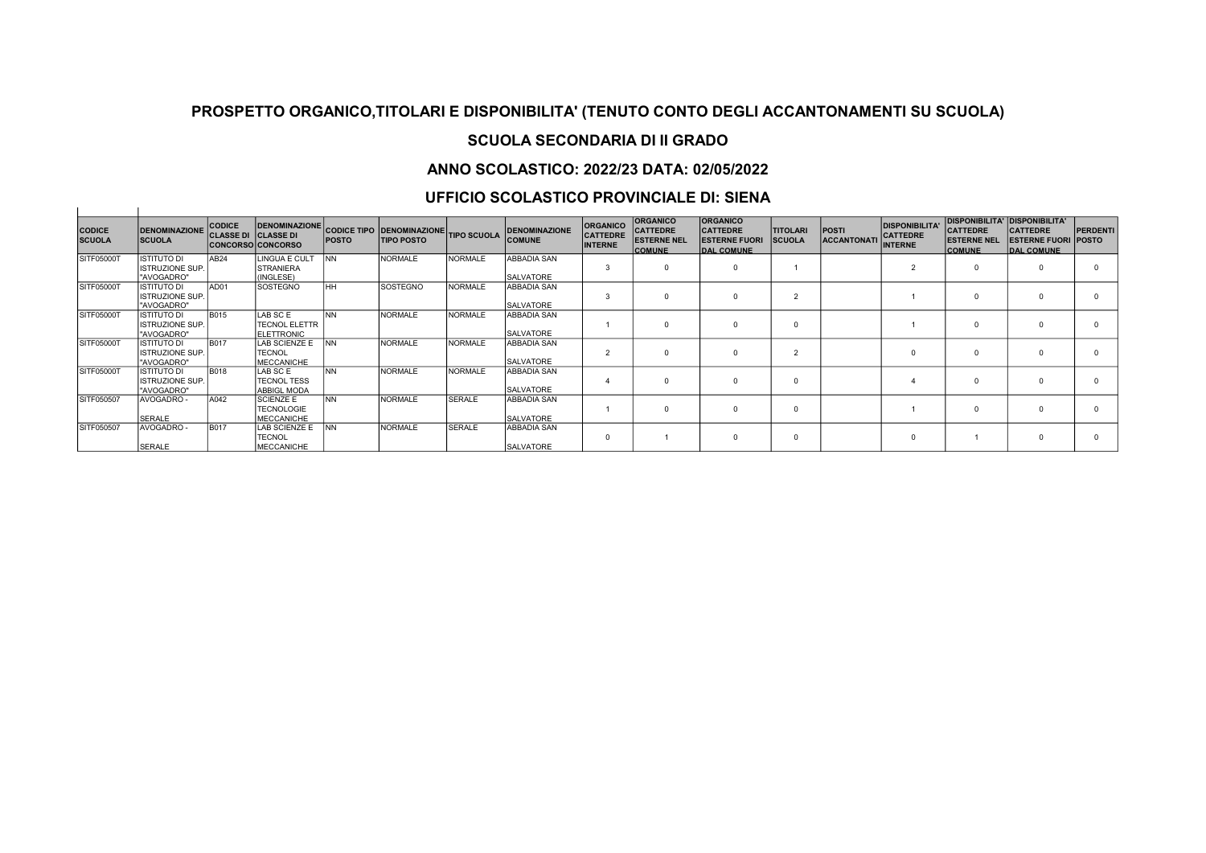## PROSPETTO ORGANICO,TITOLARI E DISPONIBILITA' (TENUTO CONTO DEGLI ACCANTONAMENTI SU SCUOLA)

## SCUOLA SECONDARIA DI II GRADO

## ANNO SCOLASTICO: 2022/23 DATA: 02/05/2022

## UFFICIO SCOLASTICO PROVINCIALE DI: SIENA

| CODICE SCUOLA | DENOMINAZIONE SCUOLA | CODICE CLASSE DI CONCORSO | DENOMINAZIONE CLASSE DI CONCORSO | CODICE TIPO POSTO | DENOMINAZIONE TIPO POSTO | TIPO SCUOLA | DENOMINAZIONE COMUNE | ORGANICO CATTEDRE INTERNE | ORGANICO CATTEDRE ESTERNE NEL COMUNE | ORGANICO CATTEDRE ESTERNE FUORI DAL COMUNE | TITOLARI SCUOLA | POSTI ACCANTONATI | DISPONIBILITA' CATTEDRE INTERNE | DISPONIBILITA' CATTEDRE ESTERNE NEL COMUNE | DISPONIBILITA' CATTEDRE ESTERNE FUORI DAL COMUNE | PERDENTI POSTO |
|---|---|---|---|---|---|---|---|---|---|---|---|---|---|---|---|---|
| SITF05000T | ISTITUTO DI ISTRUZIONE SUP. "AVOGADRO" | AB24 | LINGUA E CULT STRANIERA (INGLESE) | NN | NORMALE | NORMALE | ABBADIA SAN SALVATORE | 3 | 0 | 0 | 1 | | 2 | 0 | 0 | 0 |
| SITF05000T | ISTITUTO DI ISTRUZIONE SUP. "AVOGADRO" | AD01 | SOSTEGNO | HH | SOSTEGNO | NORMALE | ABBADIA SAN SALVATORE | 3 | 0 | 0 | 2 | | 1 | 0 | 0 | 0 |
| SITF05000T | ISTITUTO DI ISTRUZIONE SUP. "AVOGADRO" | B015 | LAB SC E TECNOL ELETTR ELETTRONIC | NN | NORMALE | NORMALE | ABBADIA SAN SALVATORE | 1 | 0 | 0 | 0 | | 1 | 0 | 0 | 0 |
| SITF05000T | ISTITUTO DI ISTRUZIONE SUP. "AVOGADRO" | B017 | LAB SCIENZE E TECNOL MECCANICHE | NN | NORMALE | NORMALE | ABBADIA SAN SALVATORE | 2 | 0 | 0 | 2 | | 0 | 0 | 0 | 0 |
| SITF05000T | ISTITUTO DI ISTRUZIONE SUP. "AVOGADRO" | B018 | LAB SC E TECNOL TESS ABBIGL MODA | NN | NORMALE | NORMALE | ABBADIA SAN SALVATORE | 4 | 0 | 0 | 0 | | 4 | 0 | 0 | 0 |
| SITF050507 | AVOGADRO - SERALE | A042 | SCIENZE E TECNOLOGIE MECCANICHE | NN | NORMALE | SERALE | ABBADIA SAN SALVATORE | 1 | 0 | 0 | 0 | | 1 | 0 | 0 | 0 |
| SITF050507 | AVOGADRO - SERALE | B017 | LAB SCIENZE E TECNOL MECCANICHE | NN | NORMALE | SERALE | ABBADIA SAN SALVATORE | 0 | 1 | 0 | 0 | | 0 | 1 | 0 | 0 |